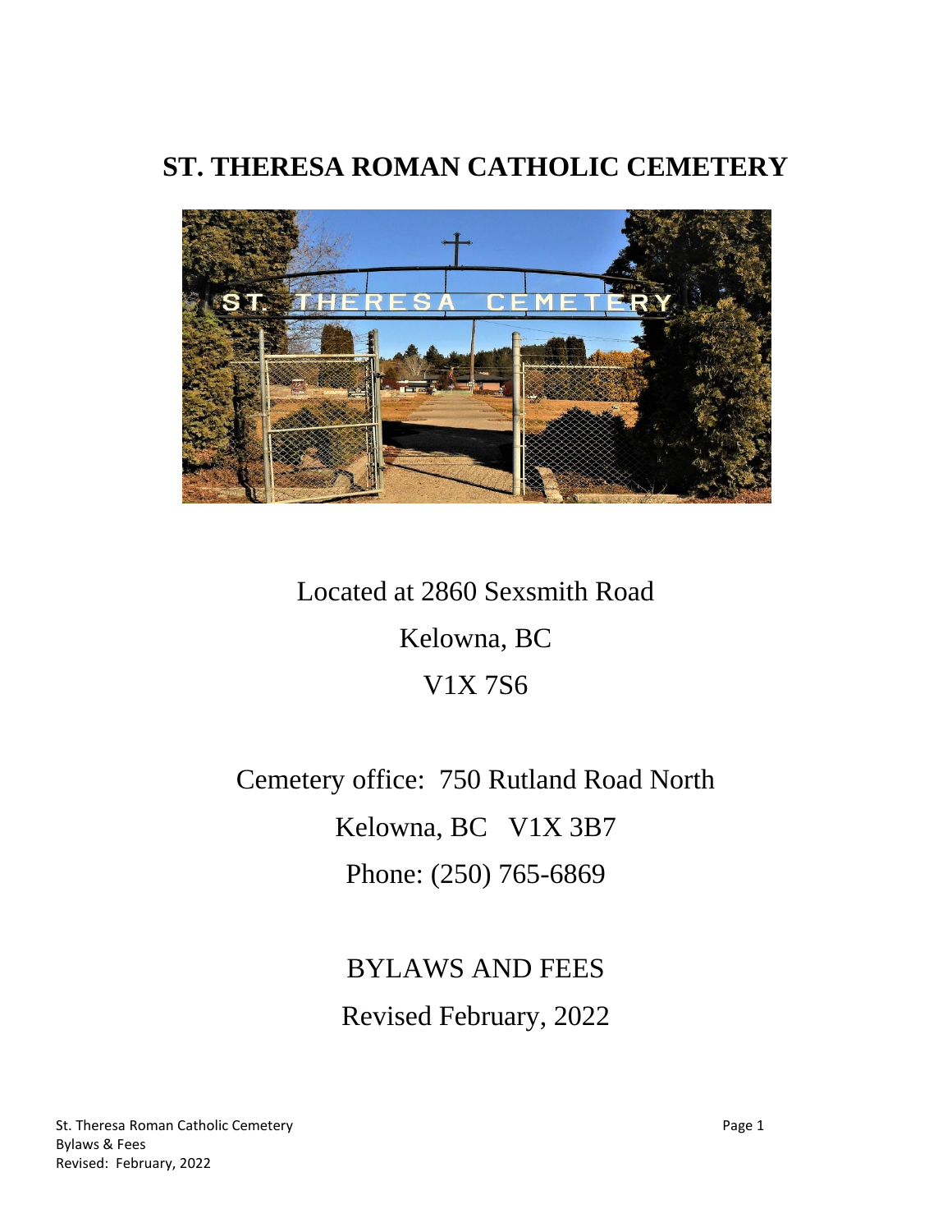# ST. THERESA ROMAN CATHOLIC CEMETERY

Located at 2860 Sexsmith Road

Kelowna, BC

V1X 7S6

Cemetery office: 750 Rutland Road North

Kelowna, BC V1X 3B7

Phone: (250) 765-6869

BYLAWS AND FEES

Revised February, 2022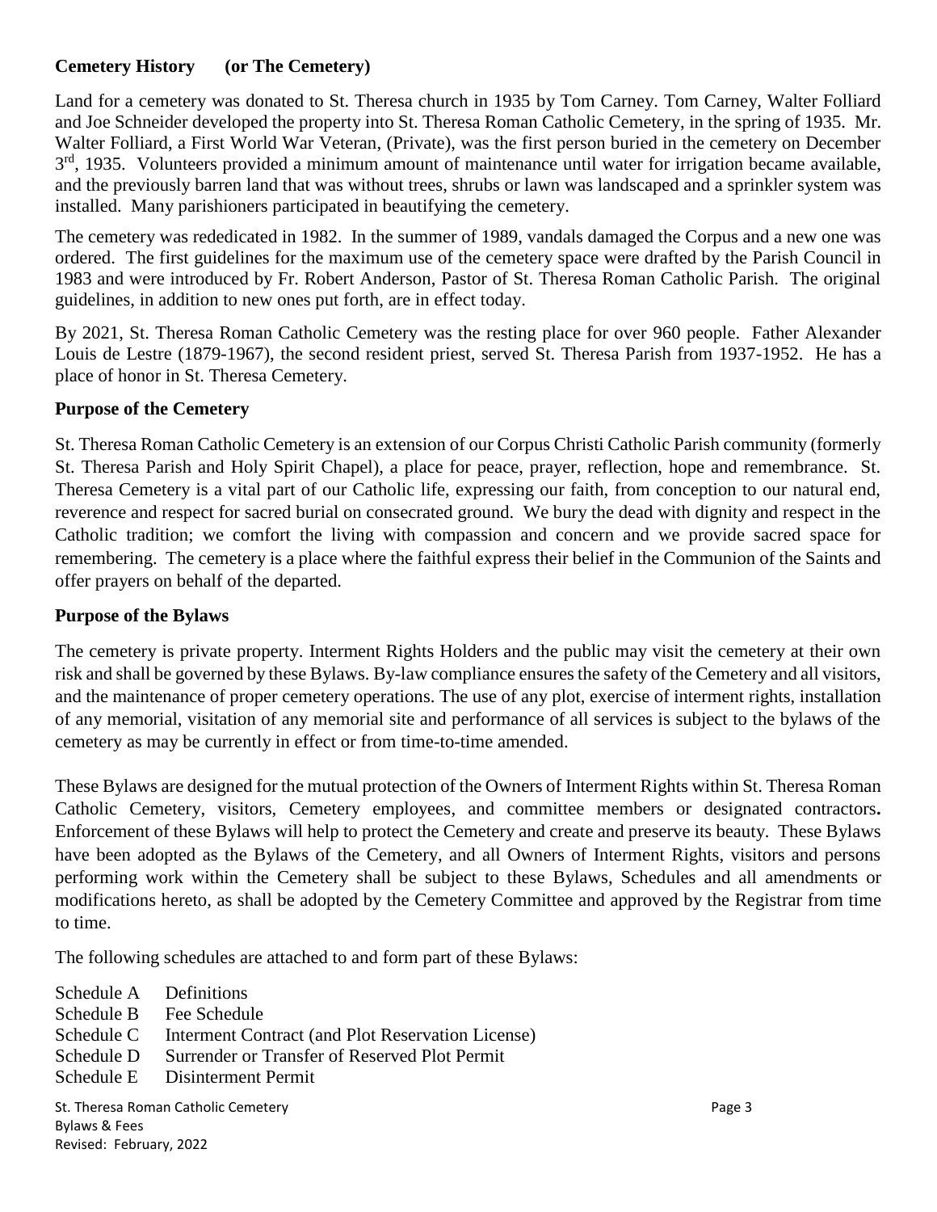**Cemetery History (or The Cemetery)**

Land for a cemetery was donated to St. Theresa church in 1935 by Tom Carney. Tom Carney, Walter Folliard and Joe Schneider developed the property into St. Theresa Roman Catholic Cemetery, in the spring of 1935. Mr. Walter Folliard, a First World War Veteran, (Private), was the first person buried in the cemetery on December 3rd, 1935. Volunteers provided a minimum amount of maintenance until water for irrigation became available, and the previously barren land that was without trees, shrubs or lawn was landscaped and a sprinkler system was installed. Many parishioners participated in beautifying the cemetery.

The cemetery was rededicated in 1982. In the summer of 1989, vandals damaged the Corpus and a new one was ordered. The first guidelines for the maximum use of the cemetery space were drafted by the Parish Council in 1983 and were introduced by Fr. Robert Anderson, Pastor of St. Theresa Roman Catholic Parish. The original guidelines, in addition to new ones put forth, are in effect today.

By 2021, St. Theresa Roman Catholic Cemetery was the resting place for over 960 people. Father Alexander Louis de Lestre (1879-1967), the second resident priest, served St. Theresa Parish from 1937-1952. He has a place of honor in St. Theresa Cemetery.

**Purpose of the Cemetery**

St. Theresa Roman Catholic Cemetery is an extension of our Corpus Christi Catholic Parish community (formerly St. Theresa Parish and Holy Spirit Chapel), a place for peace, prayer, reflection, hope and remembrance. St. Theresa Cemetery is a vital part of our Catholic life, expressing our faith, from conception to our natural end, reverence and respect for sacred burial on consecrated ground. We bury the dead with dignity and respect in the Catholic tradition; we comfort the living with compassion and concern and we provide sacred space for remembering. The cemetery is a place where the faithful express their belief in the Communion of the Saints and offer prayers on behalf of the departed.

**Purpose of the Bylaws**

The cemetery is private property. Interment Rights Holders and the public may visit the cemetery at their own risk and shall be governed by these Bylaws. By-law compliance ensures the safety of the Cemetery and all visitors, and the maintenance of proper cemetery operations. The use of any plot, exercise of interment rights, installation of any memorial, visitation of any memorial site and performance of all services is subject to the bylaws of the cemetery as may be currently in effect or from time-to-time amended.

These Bylaws are designed for the mutual protection of the Owners of Interment Rights within St. Theresa Roman Catholic Cemetery, visitors, Cemetery employees, and committee members or designated contractors**.** Enforcement of these Bylaws will help to protect the Cemetery and create and preserve its beauty. These Bylaws have been adopted as the Bylaws of the Cemetery, and all Owners of Interment Rights, visitors and persons performing work within the Cemetery shall be subject to these Bylaws, Schedules and all amendments or modifications hereto, as shall be adopted by the Cemetery Committee and approved by the Registrar from time to time.

The following schedules are attached to and form part of these Bylaws:

Schedule A Definitions
Schedule B Fee Schedule
Schedule C Interment Contract (and Plot Reservation License)
Schedule D Surrender or Transfer of Reserved Plot Permit
Schedule E Disinterment Permit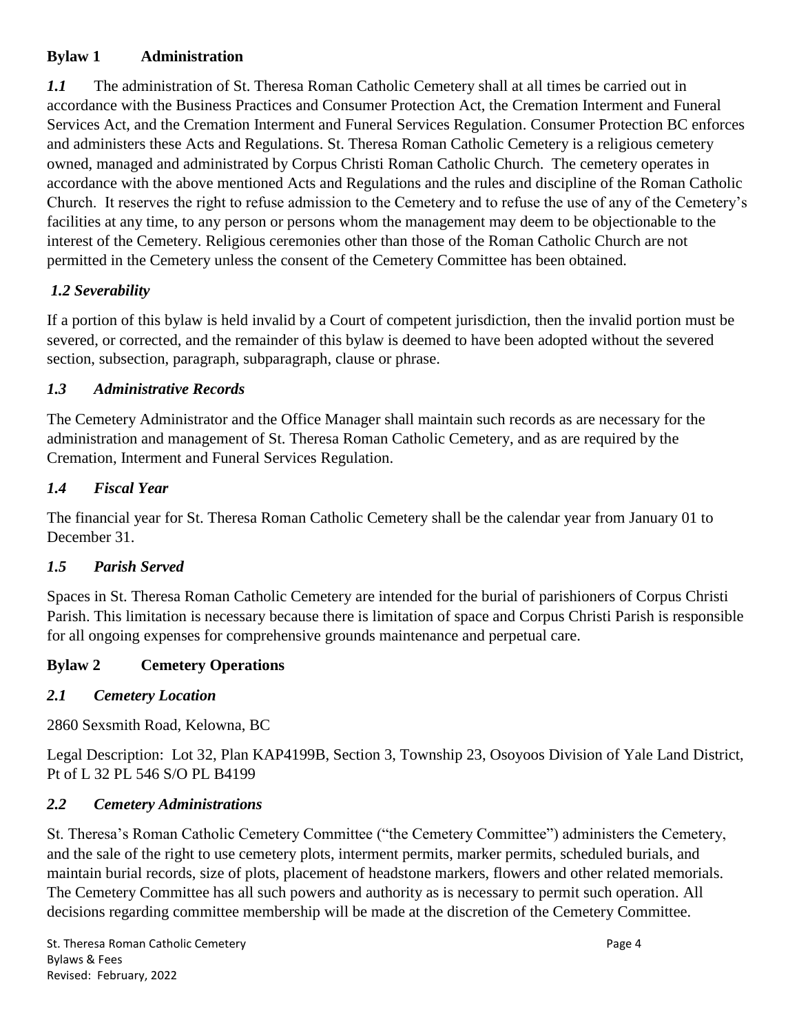## Bylaw 1 Administration

***1.1*** The administration of St. Theresa Roman Catholic Cemetery shall at all times be carried out in accordance with the Business Practices and Consumer Protection Act, the Cremation Interment and Funeral Services Act, and the Cremation Interment and Funeral Services Regulation. Consumer Protection BC enforces and administers these Acts and Regulations. St. Theresa Roman Catholic Cemetery is a religious cemetery owned, managed and administrated by Corpus Christi Roman Catholic Church. The cemetery operates in accordance with the above mentioned Acts and Regulations and the rules and discipline of the Roman Catholic Church. It reserves the right to refuse admission to the Cemetery and to refuse the use of any of the Cemetery's facilities at any time, to any person or persons whom the management may deem to be objectionable to the interest of the Cemetery. Religious ceremonies other than those of the Roman Catholic Church are not permitted in the Cemetery unless the consent of the Cemetery Committee has been obtained.

### *1.2 Severability*

If a portion of this bylaw is held invalid by a Court of competent jurisdiction, then the invalid portion must be severed, or corrected, and the remainder of this bylaw is deemed to have been adopted without the severed section, subsection, paragraph, subparagraph, clause or phrase.

### *1.3 Administrative Records*

The Cemetery Administrator and the Office Manager shall maintain such records as are necessary for the administration and management of St. Theresa Roman Catholic Cemetery, and as are required by the Cremation, Interment and Funeral Services Regulation.

### *1.4 Fiscal Year*

The financial year for St. Theresa Roman Catholic Cemetery shall be the calendar year from January 01 to December 31.

### *1.5 Parish Served*

Spaces in St. Theresa Roman Catholic Cemetery are intended for the burial of parishioners of Corpus Christi Parish. This limitation is necessary because there is limitation of space and Corpus Christi Parish is responsible for all ongoing expenses for comprehensive grounds maintenance and perpetual care.

## Bylaw 2 Cemetery Operations

### *2.1 Cemetery Location*

2860 Sexsmith Road, Kelowna, BC

Legal Description: Lot 32, Plan KAP4199B, Section 3, Township 23, Osoyoos Division of Yale Land District, Pt of L 32 PL 546 S/O PL B4199

### *2.2 Cemetery Administrations*

St. Theresa's Roman Catholic Cemetery Committee ("the Cemetery Committee") administers the Cemetery, and the sale of the right to use cemetery plots, interment permits, marker permits, scheduled burials, and maintain burial records, size of plots, placement of headstone markers, flowers and other related memorials. The Cemetery Committee has all such powers and authority as is necessary to permit such operation. All decisions regarding committee membership will be made at the discretion of the Cemetery Committee.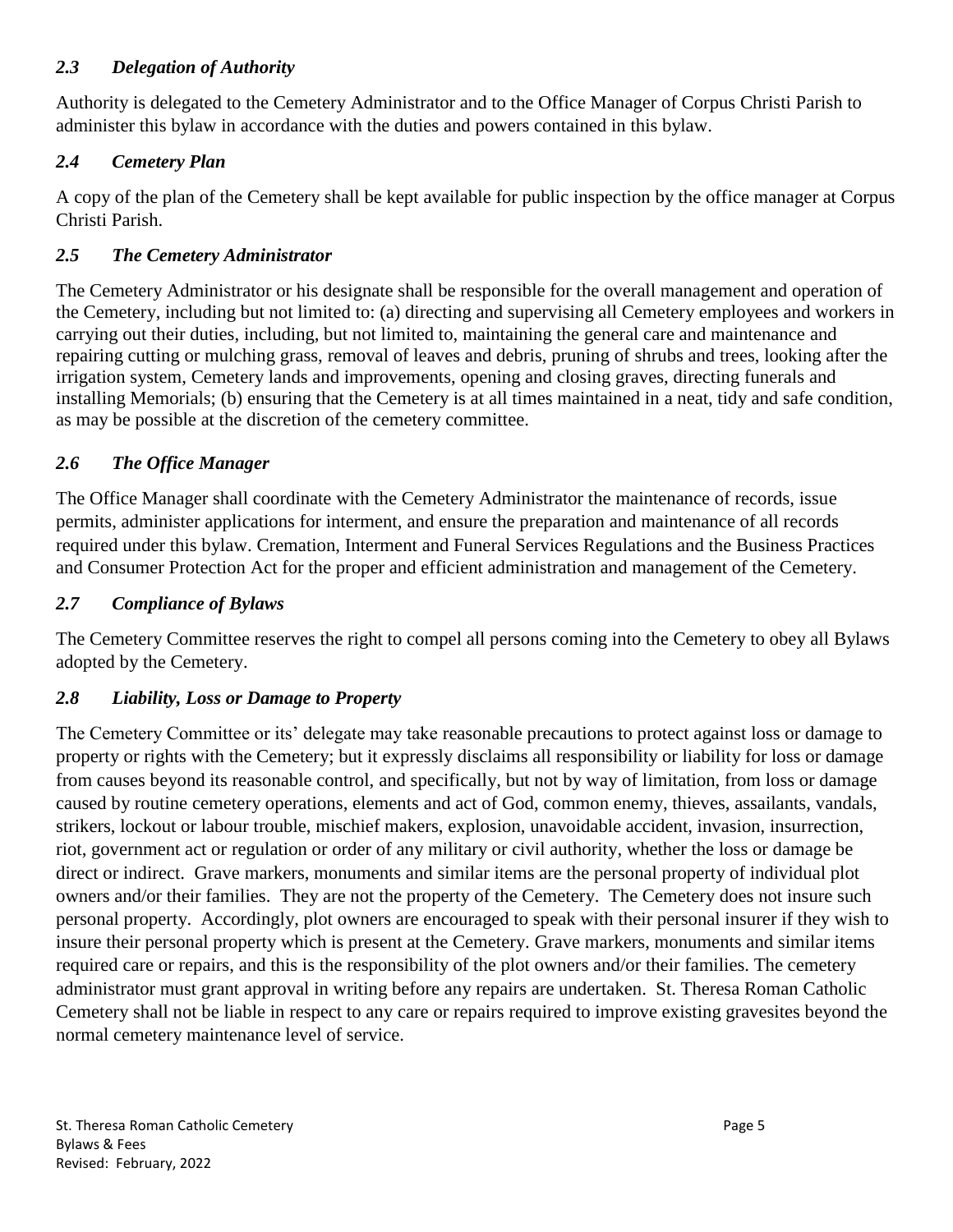### *2.3 Delegation of Authority*

Authority is delegated to the Cemetery Administrator and to the Office Manager of Corpus Christi Parish to administer this bylaw in accordance with the duties and powers contained in this bylaw.

### *2.4 Cemetery Plan*

A copy of the plan of the Cemetery shall be kept available for public inspection by the office manager at Corpus Christi Parish.

### *2.5 The Cemetery Administrator*

The Cemetery Administrator or his designate shall be responsible for the overall management and operation of the Cemetery, including but not limited to: (a) directing and supervising all Cemetery employees and workers in carrying out their duties, including, but not limited to, maintaining the general care and maintenance and repairing cutting or mulching grass, removal of leaves and debris, pruning of shrubs and trees, looking after the irrigation system, Cemetery lands and improvements, opening and closing graves, directing funerals and installing Memorials; (b) ensuring that the Cemetery is at all times maintained in a neat, tidy and safe condition, as may be possible at the discretion of the cemetery committee.

### *2.6 The Office Manager*

The Office Manager shall coordinate with the Cemetery Administrator the maintenance of records, issue permits, administer applications for interment, and ensure the preparation and maintenance of all records required under this bylaw. Cremation, Interment and Funeral Services Regulations and the Business Practices and Consumer Protection Act for the proper and efficient administration and management of the Cemetery.

### *2.7 Compliance of Bylaws*

The Cemetery Committee reserves the right to compel all persons coming into the Cemetery to obey all Bylaws adopted by the Cemetery.

### *2.8 Liability, Loss or Damage to Property*

The Cemetery Committee or its' delegate may take reasonable precautions to protect against loss or damage to property or rights with the Cemetery; but it expressly disclaims all responsibility or liability for loss or damage from causes beyond its reasonable control, and specifically, but not by way of limitation, from loss or damage caused by routine cemetery operations, elements and act of God, common enemy, thieves, assailants, vandals, strikers, lockout or labour trouble, mischief makers, explosion, unavoidable accident, invasion, insurrection, riot, government act or regulation or order of any military or civil authority, whether the loss or damage be direct or indirect. Grave markers, monuments and similar items are the personal property of individual plot owners and/or their families. They are not the property of the Cemetery. The Cemetery does not insure such personal property. Accordingly, plot owners are encouraged to speak with their personal insurer if they wish to insure their personal property which is present at the Cemetery. Grave markers, monuments and similar items required care or repairs, and this is the responsibility of the plot owners and/or their families. The cemetery administrator must grant approval in writing before any repairs are undertaken. St. Theresa Roman Catholic Cemetery shall not be liable in respect to any care or repairs required to improve existing gravesites beyond the normal cemetery maintenance level of service.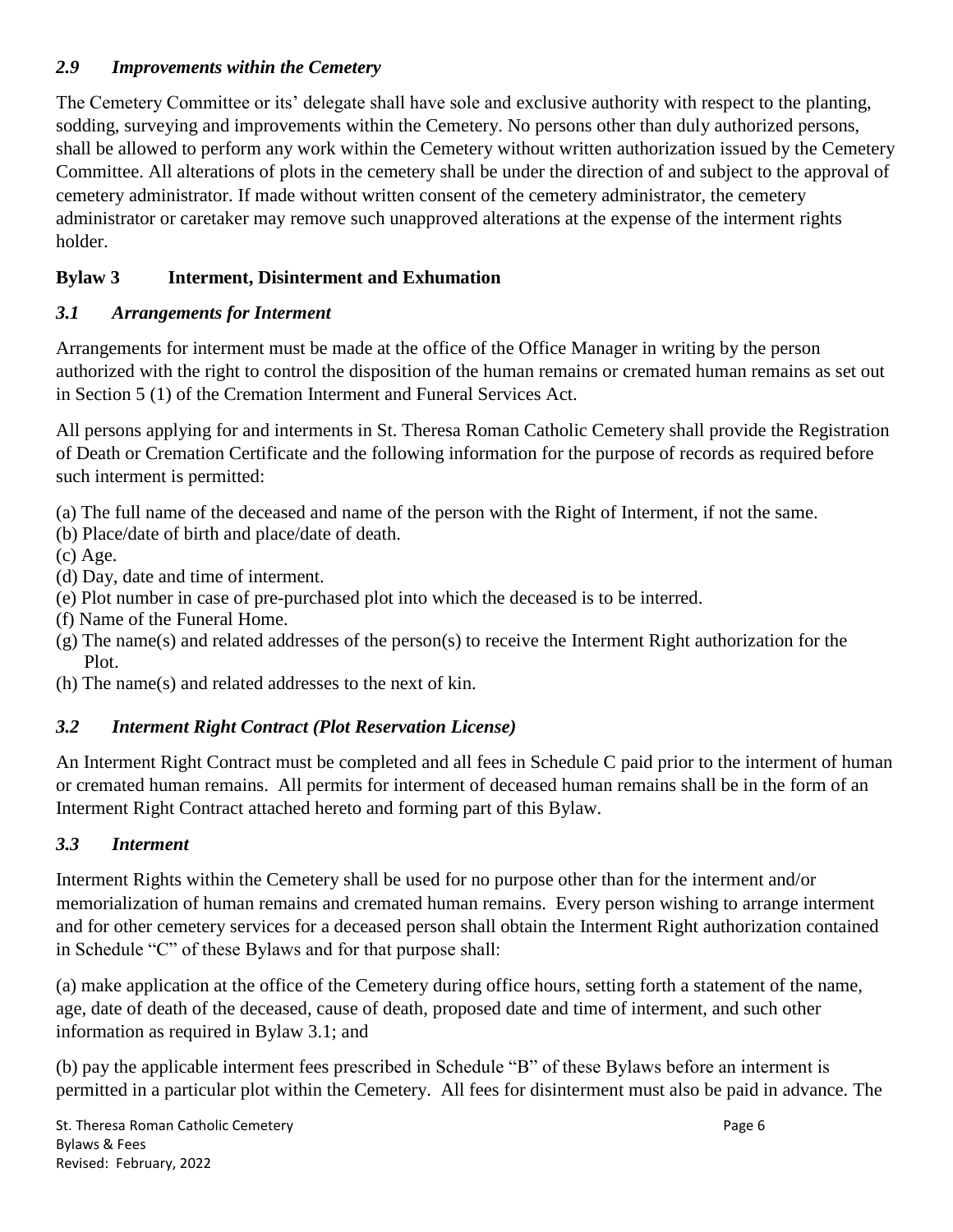### *2.9 Improvements within the Cemetery*

The Cemetery Committee or its' delegate shall have sole and exclusive authority with respect to the planting, sodding, surveying and improvements within the Cemetery. No persons other than duly authorized persons, shall be allowed to perform any work within the Cemetery without written authorization issued by the Cemetery Committee. All alterations of plots in the cemetery shall be under the direction of and subject to the approval of cemetery administrator. If made without written consent of the cemetery administrator, the cemetery administrator or caretaker may remove such unapproved alterations at the expense of the interment rights holder.

## **Bylaw 3 Interment, Disinterment and Exhumation**

### *3.1 Arrangements for Interment*

Arrangements for interment must be made at the office of the Office Manager in writing by the person authorized with the right to control the disposition of the human remains or cremated human remains as set out in Section 5 (1) of the Cremation Interment and Funeral Services Act.

All persons applying for and interments in St. Theresa Roman Catholic Cemetery shall provide the Registration of Death or Cremation Certificate and the following information for the purpose of records as required before such interment is permitted:

(a) The full name of the deceased and name of the person with the Right of Interment, if not the same.
(b) Place/date of birth and place/date of death.
(c) Age.
(d) Day, date and time of interment.
(e) Plot number in case of pre-purchased plot into which the deceased is to be interred.
(f) Name of the Funeral Home.
(g) The name(s) and related addresses of the person(s) to receive the Interment Right authorization for the Plot.
(h) The name(s) and related addresses to the next of kin.

### *3.2 Interment Right Contract (Plot Reservation License)*

An Interment Right Contract must be completed and all fees in Schedule C paid prior to the interment of human or cremated human remains. All permits for interment of deceased human remains shall be in the form of an Interment Right Contract attached hereto and forming part of this Bylaw.

### *3.3 Interment*

Interment Rights within the Cemetery shall be used for no purpose other than for the interment and/or memorialization of human remains and cremated human remains. Every person wishing to arrange interment and for other cemetery services for a deceased person shall obtain the Interment Right authorization contained in Schedule "C" of these Bylaws and for that purpose shall:

(a) make application at the office of the Cemetery during office hours, setting forth a statement of the name, age, date of death of the deceased, cause of death, proposed date and time of interment, and such other information as required in Bylaw 3.1; and

(b) pay the applicable interment fees prescribed in Schedule "B" of these Bylaws before an interment is permitted in a particular plot within the Cemetery. All fees for disinterment must also be paid in advance. The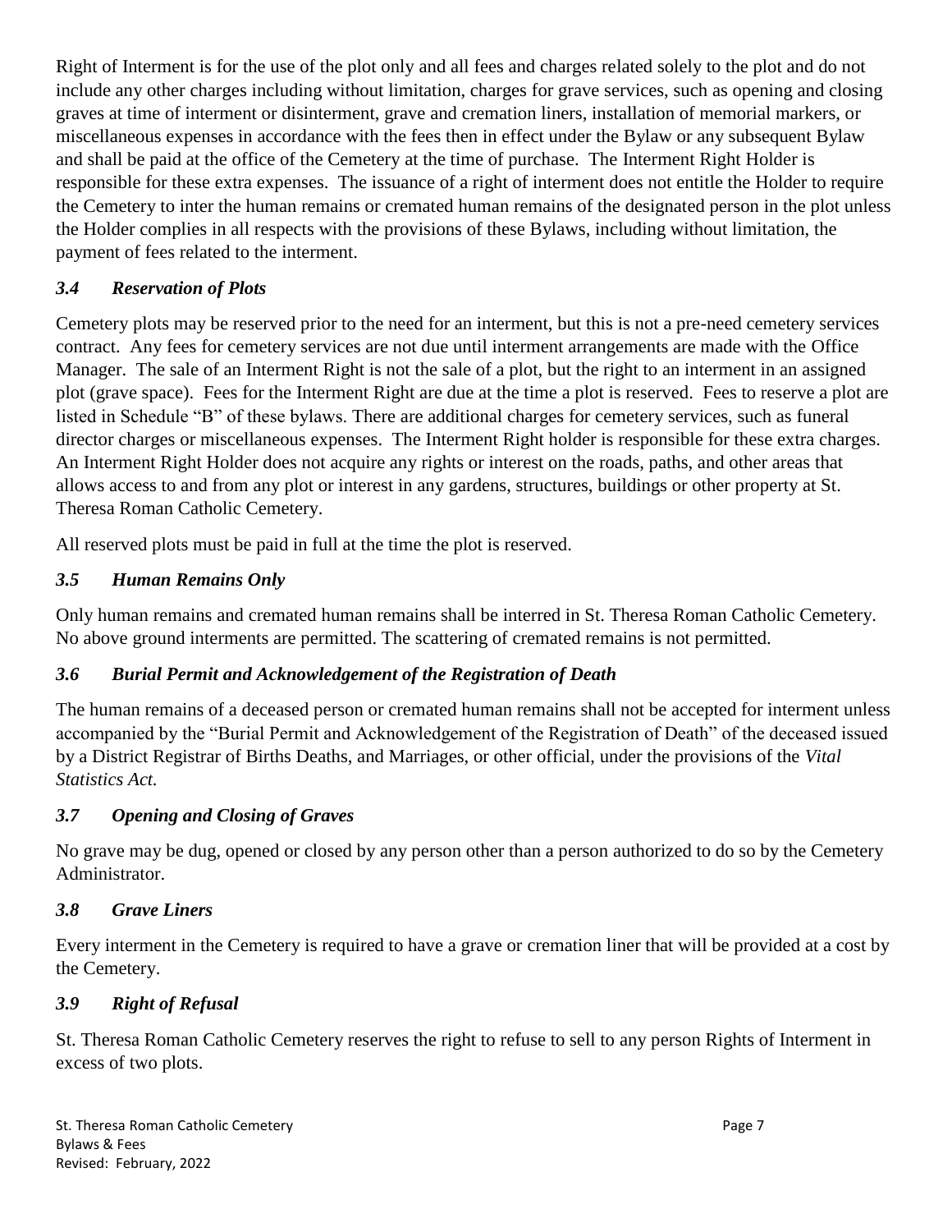Right of Interment is for the use of the plot only and all fees and charges related solely to the plot and do not include any other charges including without limitation, charges for grave services, such as opening and closing graves at time of interment or disinterment, grave and cremation liners, installation of memorial markers, or miscellaneous expenses in accordance with the fees then in effect under the Bylaw or any subsequent Bylaw and shall be paid at the office of the Cemetery at the time of purchase. The Interment Right Holder is responsible for these extra expenses. The issuance of a right of interment does not entitle the Holder to require the Cemetery to inter the human remains or cremated human remains of the designated person in the plot unless the Holder complies in all respects with the provisions of these Bylaws, including without limitation, the payment of fees related to the interment.

### *3.4 Reservation of Plots*

Cemetery plots may be reserved prior to the need for an interment, but this is not a pre-need cemetery services contract. Any fees for cemetery services are not due until interment arrangements are made with the Office Manager. The sale of an Interment Right is not the sale of a plot, but the right to an interment in an assigned plot (grave space). Fees for the Interment Right are due at the time a plot is reserved. Fees to reserve a plot are listed in Schedule "B" of these bylaws. There are additional charges for cemetery services, such as funeral director charges or miscellaneous expenses. The Interment Right holder is responsible for these extra charges. An Interment Right Holder does not acquire any rights or interest on the roads, paths, and other areas that allows access to and from any plot or interest in any gardens, structures, buildings or other property at St. Theresa Roman Catholic Cemetery.

All reserved plots must be paid in full at the time the plot is reserved.

### *3.5 Human Remains Only*

Only human remains and cremated human remains shall be interred in St. Theresa Roman Catholic Cemetery. No above ground interments are permitted. The scattering of cremated remains is not permitted.

### *3.6 Burial Permit and Acknowledgement of the Registration of Death*

The human remains of a deceased person or cremated human remains shall not be accepted for interment unless accompanied by the "Burial Permit and Acknowledgement of the Registration of Death" of the deceased issued by a District Registrar of Births Deaths, and Marriages, or other official, under the provisions of the *Vital Statistics Act.*

### *3.7 Opening and Closing of Graves*

No grave may be dug, opened or closed by any person other than a person authorized to do so by the Cemetery Administrator.

### *3.8 Grave Liners*

Every interment in the Cemetery is required to have a grave or cremation liner that will be provided at a cost by the Cemetery.

### *3.9 Right of Refusal*

St. Theresa Roman Catholic Cemetery reserves the right to refuse to sell to any person Rights of Interment in excess of two plots.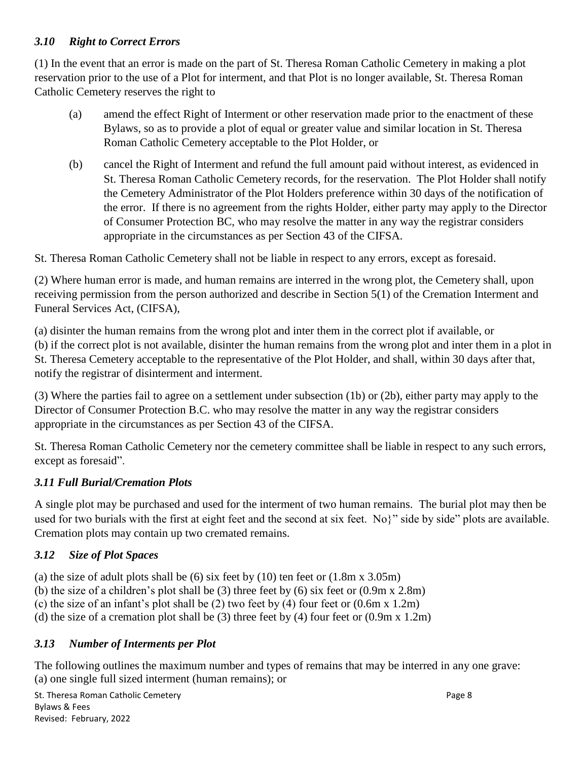### *3.10 Right to Correct Errors*

(1) In the event that an error is made on the part of St. Theresa Roman Catholic Cemetery in making a plot reservation prior to the use of a Plot for interment, and that Plot is no longer available, St. Theresa Roman Catholic Cemetery reserves the right to

(a) amend the effect Right of Interment or other reservation made prior to the enactment of these Bylaws, so as to provide a plot of equal or greater value and similar location in St. Theresa Roman Catholic Cemetery acceptable to the Plot Holder, or

(b) cancel the Right of Interment and refund the full amount paid without interest, as evidenced in St. Theresa Roman Catholic Cemetery records, for the reservation. The Plot Holder shall notify the Cemetery Administrator of the Plot Holders preference within 30 days of the notification of the error. If there is no agreement from the rights Holder, either party may apply to the Director of Consumer Protection BC, who may resolve the matter in any way the registrar considers appropriate in the circumstances as per Section 43 of the CIFSA.

St. Theresa Roman Catholic Cemetery shall not be liable in respect to any errors, except as foresaid.

(2) Where human error is made, and human remains are interred in the wrong plot, the Cemetery shall, upon receiving permission from the person authorized and describe in Section 5(1) of the Cremation Interment and Funeral Services Act, (CIFSA),

(a) disinter the human remains from the wrong plot and inter them in the correct plot if available, or
(b) if the correct plot is not available, disinter the human remains from the wrong plot and inter them in a plot in St. Theresa Cemetery acceptable to the representative of the Plot Holder, and shall, within 30 days after that, notify the registrar of disinterment and interment.

(3) Where the parties fail to agree on a settlement under subsection (1b) or (2b), either party may apply to the Director of Consumer Protection B.C. who may resolve the matter in any way the registrar considers appropriate in the circumstances as per Section 43 of the CIFSA.

St. Theresa Roman Catholic Cemetery nor the cemetery committee shall be liable in respect to any such errors, except as foresaid".

### *3.11 Full Burial/Cremation Plots*

A single plot may be purchased and used for the interment of two human remains. The burial plot may then be used for two burials with the first at eight feet and the second at six feet. No}" side by side" plots are available. Cremation plots may contain up two cremated remains.

### *3.12 Size of Plot Spaces*

(a) the size of adult plots shall be (6) six feet by (10) ten feet or (1.8m x 3.05m)
(b) the size of a children's plot shall be (3) three feet by (6) six feet or (0.9m x 2.8m)
(c) the size of an infant's plot shall be (2) two feet by (4) four feet or (0.6m x 1.2m)
(d) the size of a cremation plot shall be (3) three feet by (4) four feet or (0.9m x 1.2m)

### *3.13 Number of Interments per Plot*

The following outlines the maximum number and types of remains that may be interred in any one grave:
(a) one single full sized interment (human remains); or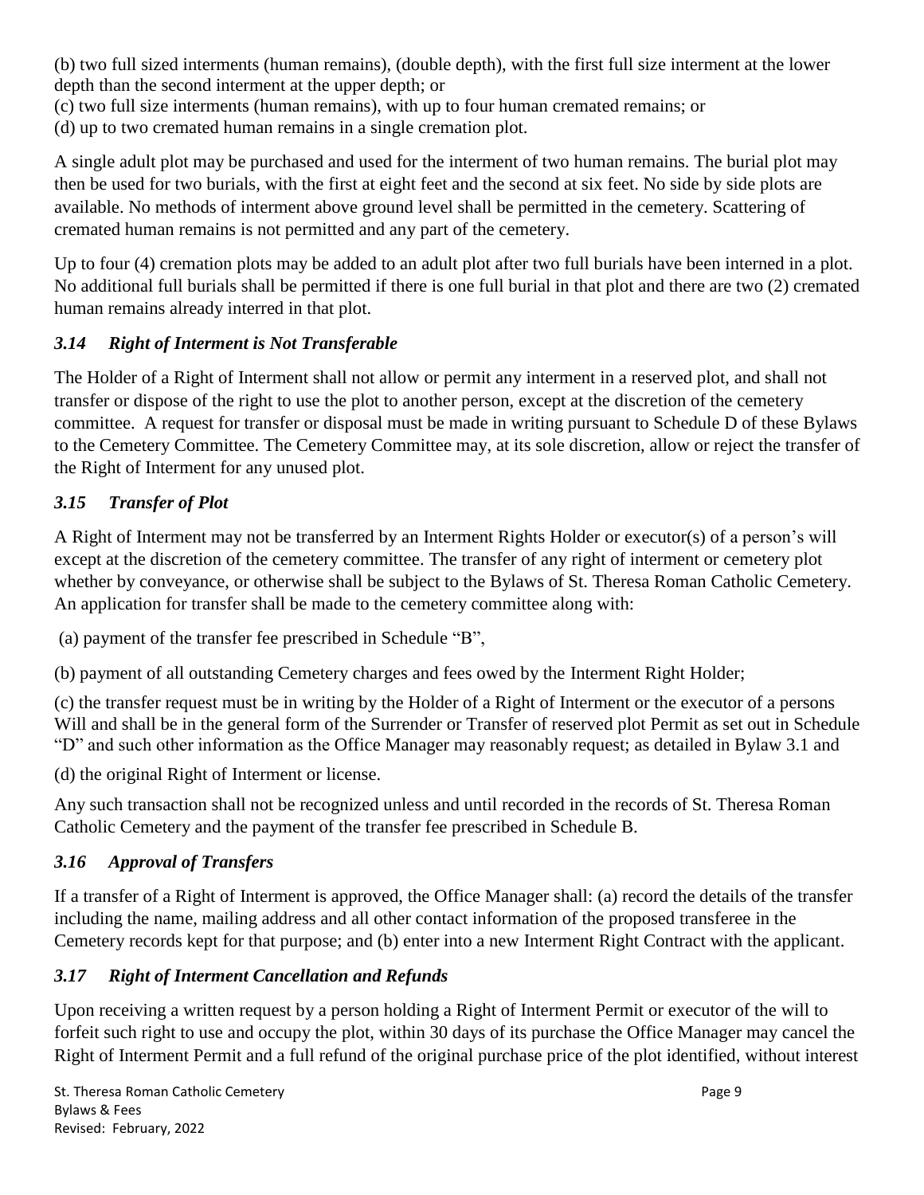(b) two full sized interments (human remains), (double depth), with the first full size interment at the lower depth than the second interment at the upper depth; or

(c) two full size interments (human remains), with up to four human cremated remains; or

(d) up to two cremated human remains in a single cremation plot.

A single adult plot may be purchased and used for the interment of two human remains. The burial plot may then be used for two burials, with the first at eight feet and the second at six feet. No side by side plots are available. No methods of interment above ground level shall be permitted in the cemetery. Scattering of cremated human remains is not permitted and any part of the cemetery.

Up to four (4) cremation plots may be added to an adult plot after two full burials have been interned in a plot. No additional full burials shall be permitted if there is one full burial in that plot and there are two (2) cremated human remains already interred in that plot.

### *3.14 Right of Interment is Not Transferable*

The Holder of a Right of Interment shall not allow or permit any interment in a reserved plot, and shall not transfer or dispose of the right to use the plot to another person, except at the discretion of the cemetery committee. A request for transfer or disposal must be made in writing pursuant to Schedule D of these Bylaws to the Cemetery Committee. The Cemetery Committee may, at its sole discretion, allow or reject the transfer of the Right of Interment for any unused plot.

### *3.15 Transfer of Plot*

A Right of Interment may not be transferred by an Interment Rights Holder or executor(s) of a person's will except at the discretion of the cemetery committee. The transfer of any right of interment or cemetery plot whether by conveyance, or otherwise shall be subject to the Bylaws of St. Theresa Roman Catholic Cemetery. An application for transfer shall be made to the cemetery committee along with:

(a) payment of the transfer fee prescribed in Schedule "B",

(b) payment of all outstanding Cemetery charges and fees owed by the Interment Right Holder;

(c) the transfer request must be in writing by the Holder of a Right of Interment or the executor of a persons Will and shall be in the general form of the Surrender or Transfer of reserved plot Permit as set out in Schedule "D" and such other information as the Office Manager may reasonably request; as detailed in Bylaw 3.1 and

(d) the original Right of Interment or license.

Any such transaction shall not be recognized unless and until recorded in the records of St. Theresa Roman Catholic Cemetery and the payment of the transfer fee prescribed in Schedule B.

### *3.16 Approval of Transfers*

If a transfer of a Right of Interment is approved, the Office Manager shall: (a) record the details of the transfer including the name, mailing address and all other contact information of the proposed transferee in the Cemetery records kept for that purpose; and (b) enter into a new Interment Right Contract with the applicant.

### *3.17 Right of Interment Cancellation and Refunds*

Upon receiving a written request by a person holding a Right of Interment Permit or executor of the will to forfeit such right to use and occupy the plot, within 30 days of its purchase the Office Manager may cancel the Right of Interment Permit and a full refund of the original purchase price of the plot identified, without interest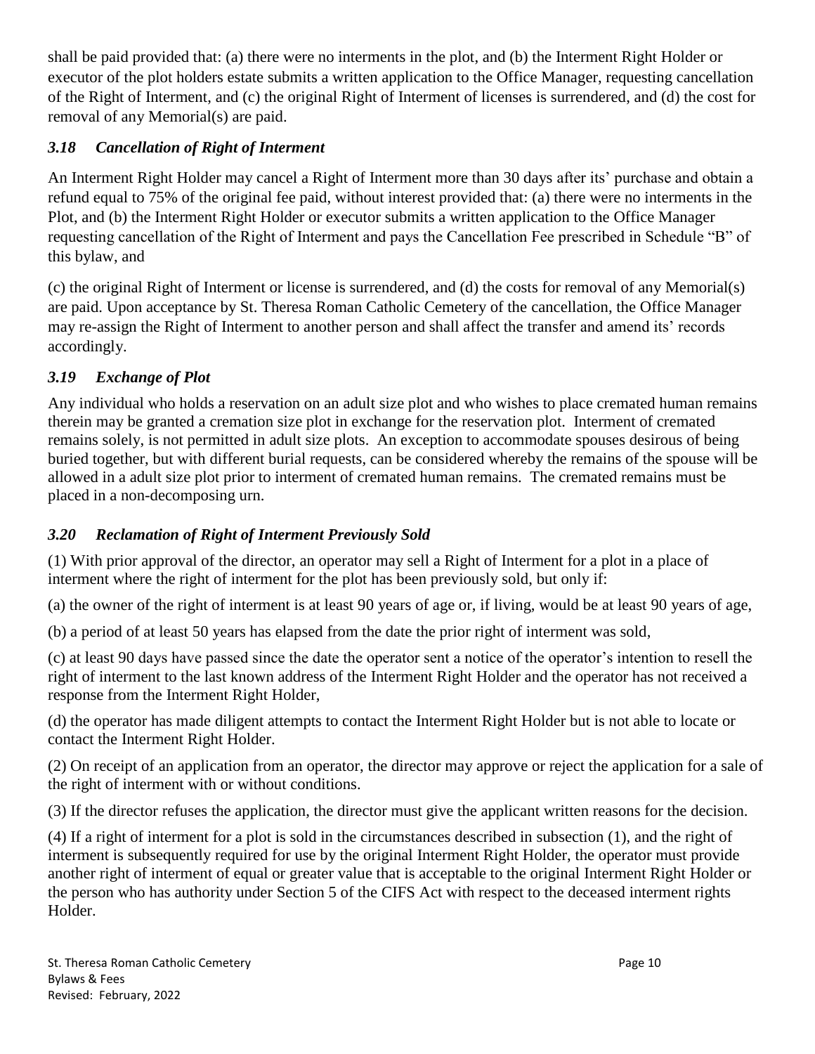shall be paid provided that: (a) there were no interments in the plot, and (b) the Interment Right Holder or executor of the plot holders estate submits a written application to the Office Manager, requesting cancellation of the Right of Interment, and (c) the original Right of Interment of licenses is surrendered, and (d) the cost for removal of any Memorial(s) are paid.

### *3.18 Cancellation of Right of Interment*

An Interment Right Holder may cancel a Right of Interment more than 30 days after its' purchase and obtain a refund equal to 75% of the original fee paid, without interest provided that: (a) there were no interments in the Plot, and (b) the Interment Right Holder or executor submits a written application to the Office Manager requesting cancellation of the Right of Interment and pays the Cancellation Fee prescribed in Schedule "B" of this bylaw, and

(c) the original Right of Interment or license is surrendered, and (d) the costs for removal of any Memorial(s) are paid. Upon acceptance by St. Theresa Roman Catholic Cemetery of the cancellation, the Office Manager may re-assign the Right of Interment to another person and shall affect the transfer and amend its' records accordingly.

### *3.19 Exchange of Plot*

Any individual who holds a reservation on an adult size plot and who wishes to place cremated human remains therein may be granted a cremation size plot in exchange for the reservation plot. Interment of cremated remains solely, is not permitted in adult size plots. An exception to accommodate spouses desirous of being buried together, but with different burial requests, can be considered whereby the remains of the spouse will be allowed in a adult size plot prior to interment of cremated human remains. The cremated remains must be placed in a non-decomposing urn.

### *3.20 Reclamation of Right of Interment Previously Sold*

(1) With prior approval of the director, an operator may sell a Right of Interment for a plot in a place of interment where the right of interment for the plot has been previously sold, but only if:

(a) the owner of the right of interment is at least 90 years of age or, if living, would be at least 90 years of age,

(b) a period of at least 50 years has elapsed from the date the prior right of interment was sold,

(c) at least 90 days have passed since the date the operator sent a notice of the operator's intention to resell the right of interment to the last known address of the Interment Right Holder and the operator has not received a response from the Interment Right Holder,

(d) the operator has made diligent attempts to contact the Interment Right Holder but is not able to locate or contact the Interment Right Holder.

(2) On receipt of an application from an operator, the director may approve or reject the application for a sale of the right of interment with or without conditions.

(3) If the director refuses the application, the director must give the applicant written reasons for the decision.

(4) If a right of interment for a plot is sold in the circumstances described in subsection (1), and the right of interment is subsequently required for use by the original Interment Right Holder, the operator must provide another right of interment of equal or greater value that is acceptable to the original Interment Right Holder or the person who has authority under Section 5 of the CIFS Act with respect to the deceased interment rights Holder.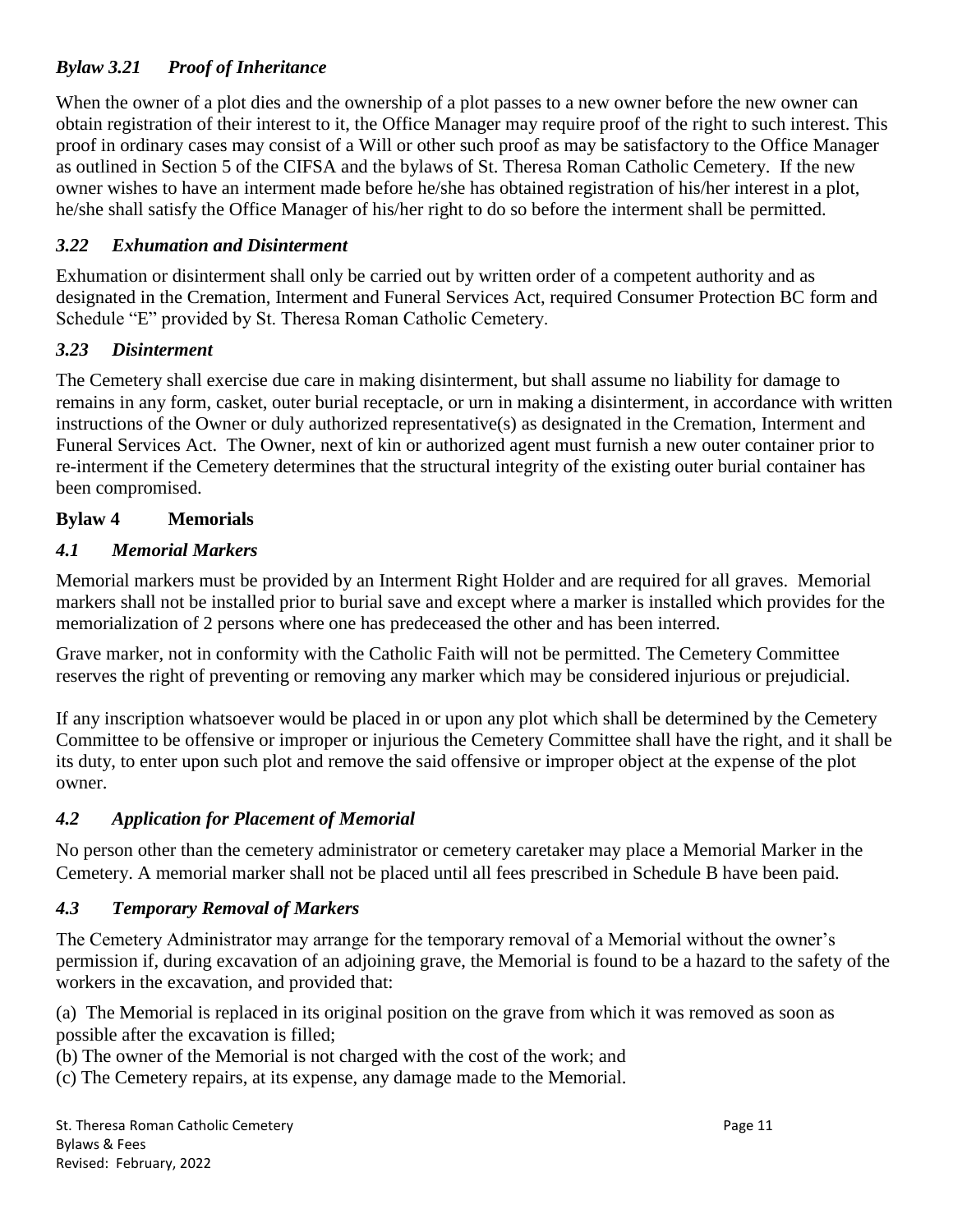### *Bylaw 3.21 Proof of Inheritance*

When the owner of a plot dies and the ownership of a plot passes to a new owner before the new owner can obtain registration of their interest to it, the Office Manager may require proof of the right to such interest. This proof in ordinary cases may consist of a Will or other such proof as may be satisfactory to the Office Manager as outlined in Section 5 of the CIFSA and the bylaws of St. Theresa Roman Catholic Cemetery. If the new owner wishes to have an interment made before he/she has obtained registration of his/her interest in a plot, he/she shall satisfy the Office Manager of his/her right to do so before the interment shall be permitted.

### *3.22 Exhumation and Disinterment*

Exhumation or disinterment shall only be carried out by written order of a competent authority and as designated in the Cremation, Interment and Funeral Services Act, required Consumer Protection BC form and Schedule "E" provided by St. Theresa Roman Catholic Cemetery.

### *3.23 Disinterment*

The Cemetery shall exercise due care in making disinterment, but shall assume no liability for damage to remains in any form, casket, outer burial receptacle, or urn in making a disinterment, in accordance with written instructions of the Owner or duly authorized representative(s) as designated in the Cremation, Interment and Funeral Services Act. The Owner, next of kin or authorized agent must furnish a new outer container prior to re-interment if the Cemetery determines that the structural integrity of the existing outer burial container has been compromised.

## **Bylaw 4 Memorials**

### *4.1 Memorial Markers*

Memorial markers must be provided by an Interment Right Holder and are required for all graves. Memorial markers shall not be installed prior to burial save and except where a marker is installed which provides for the memorialization of 2 persons where one has predeceased the other and has been interred.

Grave marker, not in conformity with the Catholic Faith will not be permitted. The Cemetery Committee reserves the right of preventing or removing any marker which may be considered injurious or prejudicial.

If any inscription whatsoever would be placed in or upon any plot which shall be determined by the Cemetery Committee to be offensive or improper or injurious the Cemetery Committee shall have the right, and it shall be its duty, to enter upon such plot and remove the said offensive or improper object at the expense of the plot owner.

### *4.2 Application for Placement of Memorial*

No person other than the cemetery administrator or cemetery caretaker may place a Memorial Marker in the Cemetery. A memorial marker shall not be placed until all fees prescribed in Schedule B have been paid.

### *4.3 Temporary Removal of Markers*

The Cemetery Administrator may arrange for the temporary removal of a Memorial without the owner's permission if, during excavation of an adjoining grave, the Memorial is found to be a hazard to the safety of the workers in the excavation, and provided that:

(a) The Memorial is replaced in its original position on the grave from which it was removed as soon as possible after the excavation is filled;
(b) The owner of the Memorial is not charged with the cost of the work; and
(c) The Cemetery repairs, at its expense, any damage made to the Memorial.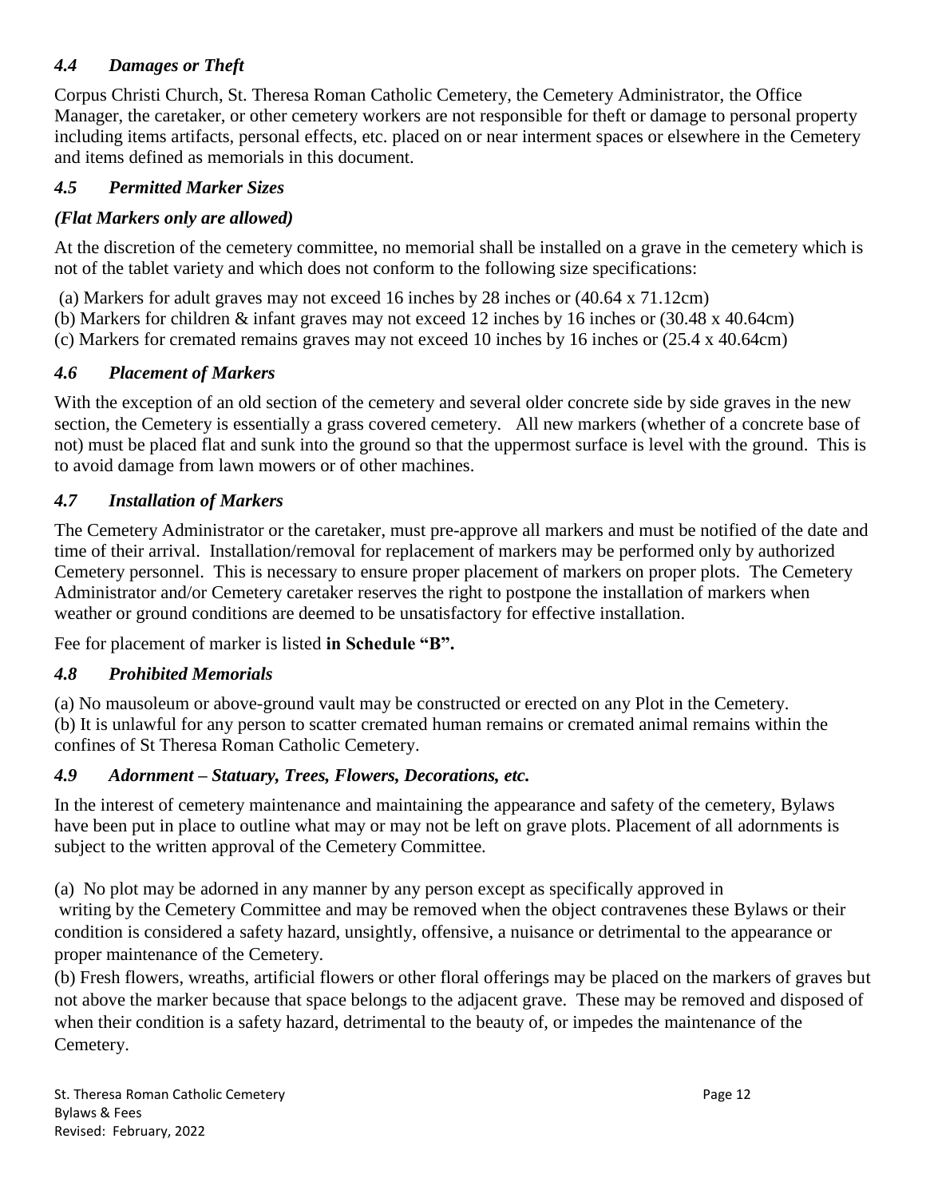### *4.4 Damages or Theft*

Corpus Christi Church, St. Theresa Roman Catholic Cemetery, the Cemetery Administrator, the Office Manager, the caretaker, or other cemetery workers are not responsible for theft or damage to personal property including items artifacts, personal effects, etc. placed on or near interment spaces or elsewhere in the Cemetery and items defined as memorials in this document.

### *4.5 Permitted Marker Sizes*

### *(Flat Markers only are allowed)*

At the discretion of the cemetery committee, no memorial shall be installed on a grave in the cemetery which is not of the tablet variety and which does not conform to the following size specifications:

(a) Markers for adult graves may not exceed 16 inches by 28 inches or (40.64 x 71.12cm)
(b) Markers for children & infant graves may not exceed 12 inches by 16 inches or (30.48 x 40.64cm)
(c) Markers for cremated remains graves may not exceed 10 inches by 16 inches or (25.4 x 40.64cm)

### *4.6 Placement of Markers*

With the exception of an old section of the cemetery and several older concrete side by side graves in the new section, the Cemetery is essentially a grass covered cemetery. All new markers (whether of a concrete base of not) must be placed flat and sunk into the ground so that the uppermost surface is level with the ground. This is to avoid damage from lawn mowers or of other machines.

### *4.7 Installation of Markers*

The Cemetery Administrator or the caretaker, must pre-approve all markers and must be notified of the date and time of their arrival. Installation/removal for replacement of markers may be performed only by authorized Cemetery personnel. This is necessary to ensure proper placement of markers on proper plots. The Cemetery Administrator and/or Cemetery caretaker reserves the right to postpone the installation of markers when weather or ground conditions are deemed to be unsatisfactory for effective installation.

Fee for placement of marker is listed **in Schedule "B".**

### *4.8 Prohibited Memorials*

(a) No mausoleum or above-ground vault may be constructed or erected on any Plot in the Cemetery.
(b) It is unlawful for any person to scatter cremated human remains or cremated animal remains within the confines of St Theresa Roman Catholic Cemetery.

### *4.9 Adornment – Statuary, Trees, Flowers, Decorations, etc.*

In the interest of cemetery maintenance and maintaining the appearance and safety of the cemetery, Bylaws have been put in place to outline what may or may not be left on grave plots. Placement of all adornments is subject to the written approval of the Cemetery Committee.

(a) No plot may be adorned in any manner by any person except as specifically approved in writing by the Cemetery Committee and may be removed when the object contravenes these Bylaws or their condition is considered a safety hazard, unsightly, offensive, a nuisance or detrimental to the appearance or proper maintenance of the Cemetery.
(b) Fresh flowers, wreaths, artificial flowers or other floral offerings may be placed on the markers of graves but not above the marker because that space belongs to the adjacent grave. These may be removed and disposed of when their condition is a safety hazard, detrimental to the beauty of, or impedes the maintenance of the Cemetery.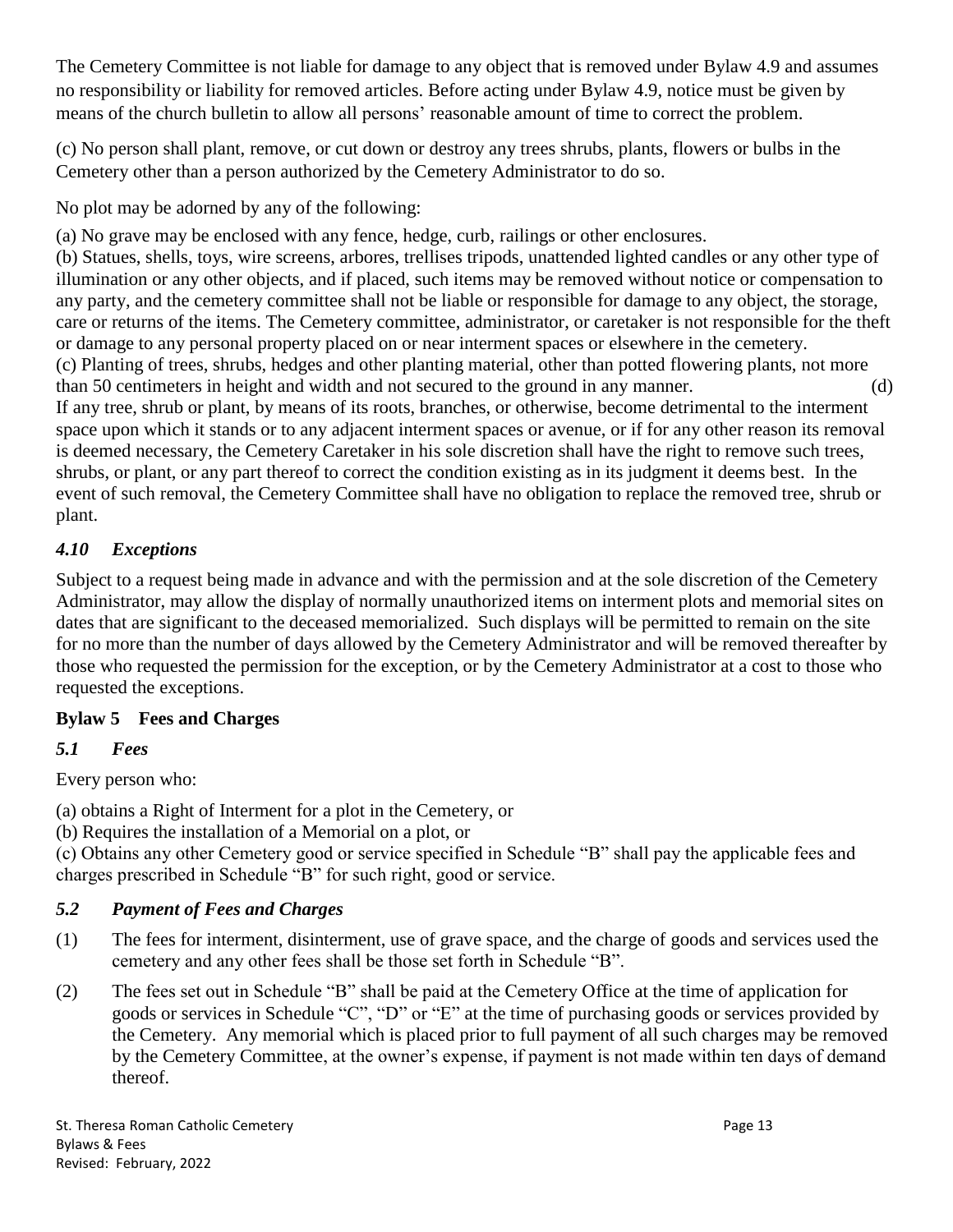The Cemetery Committee is not liable for damage to any object that is removed under Bylaw 4.9 and assumes no responsibility or liability for removed articles. Before acting under Bylaw 4.9, notice must be given by means of the church bulletin to allow all persons' reasonable amount of time to correct the problem.

(c) No person shall plant, remove, or cut down or destroy any trees shrubs, plants, flowers or bulbs in the Cemetery other than a person authorized by the Cemetery Administrator to do so.

No plot may be adorned by any of the following:

(a) No grave may be enclosed with any fence, hedge, curb, railings or other enclosures.
(b) Statues, shells, toys, wire screens, arbores, trellises tripods, unattended lighted candles or any other type of illumination or any other objects, and if placed, such items may be removed without notice or compensation to any party, and the cemetery committee shall not be liable or responsible for damage to any object, the storage, care or returns of the items. The Cemetery committee, administrator, or caretaker is not responsible for the theft or damage to any personal property placed on or near interment spaces or elsewhere in the cemetery.
(c) Planting of trees, shrubs, hedges and other planting material, other than potted flowering plants, not more than 50 centimeters in height and width and not secured to the ground in any manner.
(d) If any tree, shrub or plant, by means of its roots, branches, or otherwise, become detrimental to the interment space upon which it stands or to any adjacent interment spaces or avenue, or if for any other reason its removal is deemed necessary, the Cemetery Caretaker in his sole discretion shall have the right to remove such trees, shrubs, or plant, or any part thereof to correct the condition existing as in its judgment it deems best. In the event of such removal, the Cemetery Committee shall have no obligation to replace the removed tree, shrub or plant.

### *4.10 Exceptions*

Subject to a request being made in advance and with the permission and at the sole discretion of the Cemetery Administrator, may allow the display of normally unauthorized items on interment plots and memorial sites on dates that are significant to the deceased memorialized. Such displays will be permitted to remain on the site for no more than the number of days allowed by the Cemetery Administrator and will be removed thereafter by those who requested the permission for the exception, or by the Cemetery Administrator at a cost to those who requested the exceptions.

## Bylaw 5 Fees and Charges

### *5.1 Fees*

Every person who:

(a) obtains a Right of Interment for a plot in the Cemetery, or
(b) Requires the installation of a Memorial on a plot, or
(c) Obtains any other Cemetery good or service specified in Schedule "B" shall pay the applicable fees and charges prescribed in Schedule "B" for such right, good or service.

### *5.2 Payment of Fees and Charges*

(1) The fees for interment, disinterment, use of grave space, and the charge of goods and services used the cemetery and any other fees shall be those set forth in Schedule "B".

(2) The fees set out in Schedule "B" shall be paid at the Cemetery Office at the time of application for goods or services in Schedule "C", "D" or "E" at the time of purchasing goods or services provided by the Cemetery. Any memorial which is placed prior to full payment of all such charges may be removed by the Cemetery Committee, at the owner's expense, if payment is not made within ten days of demand thereof.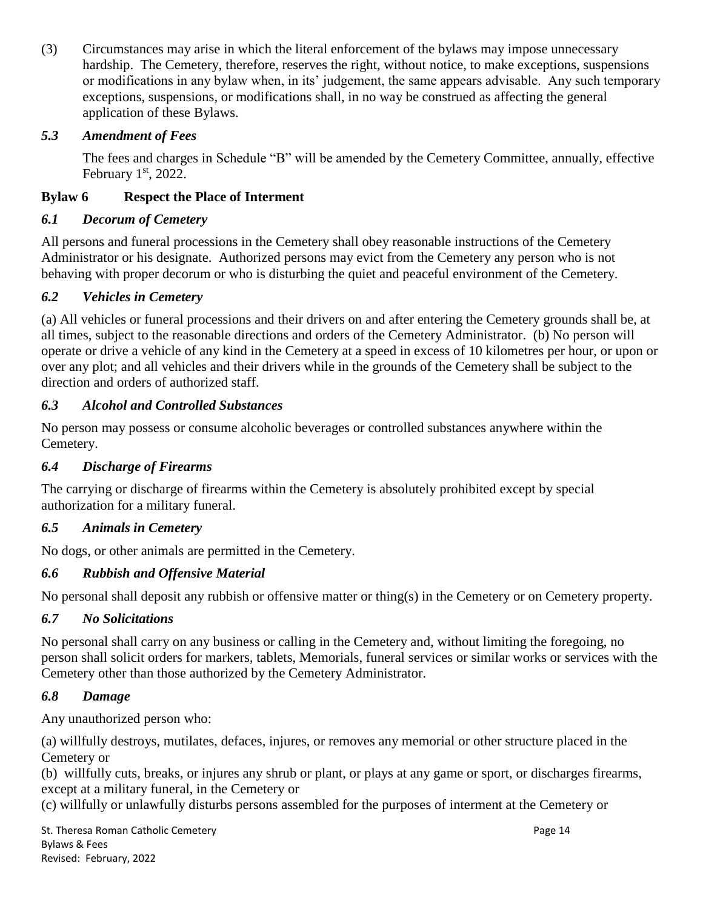(3) Circumstances may arise in which the literal enforcement of the bylaws may impose unnecessary hardship. The Cemetery, therefore, reserves the right, without notice, to make exceptions, suspensions or modifications in any bylaw when, in its' judgement, the same appears advisable. Any such temporary exceptions, suspensions, or modifications shall, in no way be construed as affecting the general application of these Bylaws.

### *5.3 Amendment of Fees*

The fees and charges in Schedule "B" will be amended by the Cemetery Committee, annually, effective February 1st, 2022.

## **Bylaw 6 Respect the Place of Interment**

### *6.1 Decorum of Cemetery*

All persons and funeral processions in the Cemetery shall obey reasonable instructions of the Cemetery Administrator or his designate. Authorized persons may evict from the Cemetery any person who is not behaving with proper decorum or who is disturbing the quiet and peaceful environment of the Cemetery.

### *6.2 Vehicles in Cemetery*

(a) All vehicles or funeral processions and their drivers on and after entering the Cemetery grounds shall be, at all times, subject to the reasonable directions and orders of the Cemetery Administrator. (b) No person will operate or drive a vehicle of any kind in the Cemetery at a speed in excess of 10 kilometres per hour, or upon or over any plot; and all vehicles and their drivers while in the grounds of the Cemetery shall be subject to the direction and orders of authorized staff.

### *6.3 Alcohol and Controlled Substances*

No person may possess or consume alcoholic beverages or controlled substances anywhere within the Cemetery.

### *6.4 Discharge of Firearms*

The carrying or discharge of firearms within the Cemetery is absolutely prohibited except by special authorization for a military funeral.

### *6.5 Animals in Cemetery*

No dogs, or other animals are permitted in the Cemetery.

### *6.6 Rubbish and Offensive Material*

No personal shall deposit any rubbish or offensive matter or thing(s) in the Cemetery or on Cemetery property.

### *6.7 No Solicitations*

No personal shall carry on any business or calling in the Cemetery and, without limiting the foregoing, no person shall solicit orders for markers, tablets, Memorials, funeral services or similar works or services with the Cemetery other than those authorized by the Cemetery Administrator.

### *6.8 Damage*

Any unauthorized person who:

(a) willfully destroys, mutilates, defaces, injures, or removes any memorial or other structure placed in the Cemetery or

(b) willfully cuts, breaks, or injures any shrub or plant, or plays at any game or sport, or discharges firearms, except at a military funeral, in the Cemetery or

(c) willfully or unlawfully disturbs persons assembled for the purposes of interment at the Cemetery or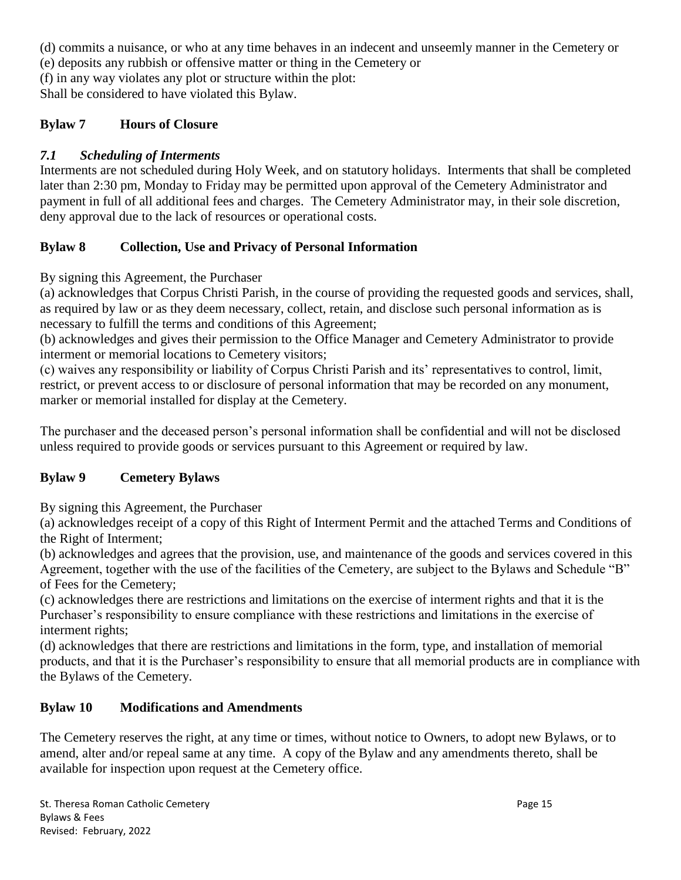(d) commits a nuisance, or who at any time behaves in an indecent and unseemly manner in the Cemetery or
(e) deposits any rubbish or offensive matter or thing in the Cemetery or
(f) in any way violates any plot or structure within the plot:
Shall be considered to have violated this Bylaw.

## Bylaw 7 Hours of Closure

### *7.1 Scheduling of Interments*

Interments are not scheduled during Holy Week, and on statutory holidays. Interments that shall be completed later than 2:30 pm, Monday to Friday may be permitted upon approval of the Cemetery Administrator and payment in full of all additional fees and charges. The Cemetery Administrator may, in their sole discretion, deny approval due to the lack of resources or operational costs.

## Bylaw 8 Collection, Use and Privacy of Personal Information

By signing this Agreement, the Purchaser

(a) acknowledges that Corpus Christi Parish, in the course of providing the requested goods and services, shall, as required by law or as they deem necessary, collect, retain, and disclose such personal information as is necessary to fulfill the terms and conditions of this Agreement;
(b) acknowledges and gives their permission to the Office Manager and Cemetery Administrator to provide interment or memorial locations to Cemetery visitors;
(c) waives any responsibility or liability of Corpus Christi Parish and its' representatives to control, limit, restrict, or prevent access to or disclosure of personal information that may be recorded on any monument, marker or memorial installed for display at the Cemetery.

The purchaser and the deceased person's personal information shall be confidential and will not be disclosed unless required to provide goods or services pursuant to this Agreement or required by law.

## Bylaw 9 Cemetery Bylaws

By signing this Agreement, the Purchaser

(a) acknowledges receipt of a copy of this Right of Interment Permit and the attached Terms and Conditions of the Right of Interment;
(b) acknowledges and agrees that the provision, use, and maintenance of the goods and services covered in this Agreement, together with the use of the facilities of the Cemetery, are subject to the Bylaws and Schedule "B" of Fees for the Cemetery;
(c) acknowledges there are restrictions and limitations on the exercise of interment rights and that it is the Purchaser's responsibility to ensure compliance with these restrictions and limitations in the exercise of interment rights;
(d) acknowledges that there are restrictions and limitations in the form, type, and installation of memorial products, and that it is the Purchaser's responsibility to ensure that all memorial products are in compliance with the Bylaws of the Cemetery.

## Bylaw 10 Modifications and Amendments

The Cemetery reserves the right, at any time or times, without notice to Owners, to adopt new Bylaws, or to amend, alter and/or repeal same at any time. A copy of the Bylaw and any amendments thereto, shall be available for inspection upon request at the Cemetery office.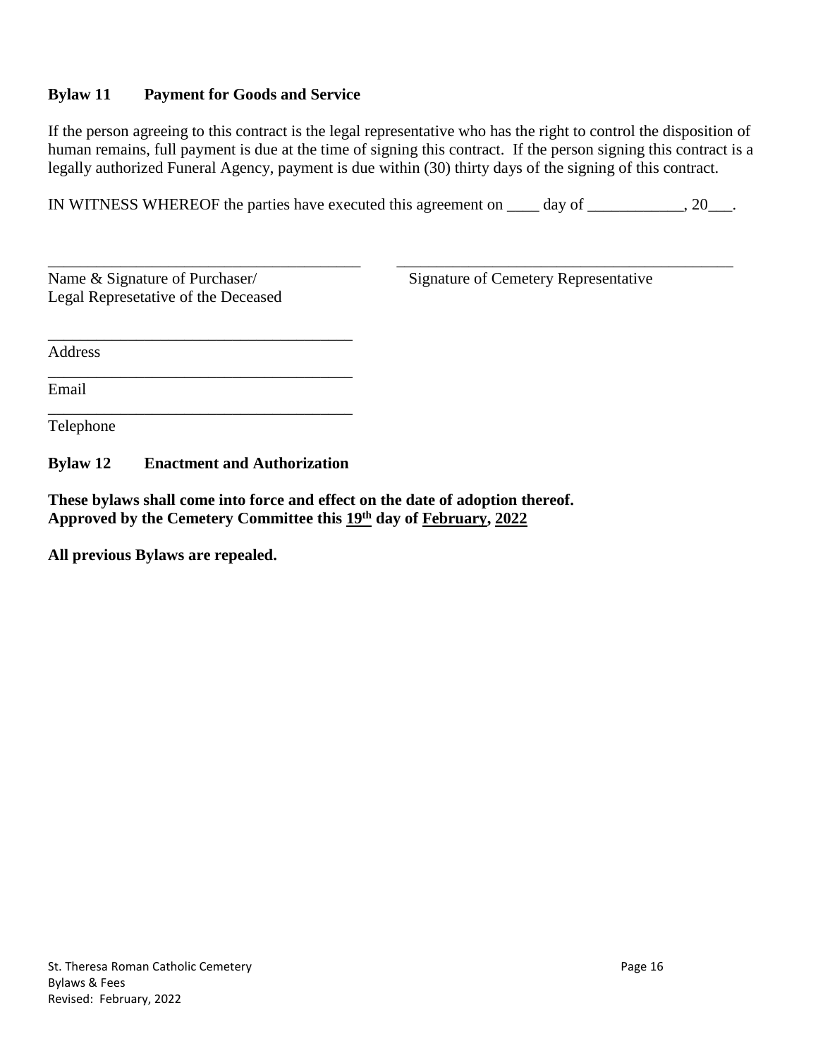## Bylaw 11 Payment for Goods and Service

If the person agreeing to this contract is the legal representative who has the right to control the disposition of human remains, full payment is due at the time of signing this contract. If the person signing this contract is a legally authorized Funeral Agency, payment is due within (30) thirty days of the signing of this contract.

IN WITNESS WHEREOF the parties have executed this agreement on ____ day of ____________, 20___.

| | |
|---|---|
| ________________________________________ | ________________________________________ |
| Name & Signature of Purchaser/<br>Legal Represetative of the Deceased | Signature of Cemetery Representative |

________________________________________
Address

________________________________________
Email

________________________________________
Telephone

## Bylaw 12 Enactment and Authorization

**These bylaws shall come into force and effect on the date of adoption thereof.**
**Approved by the Cemetery Committee this 19th day of February, 2022**

**All previous Bylaws are repealed.**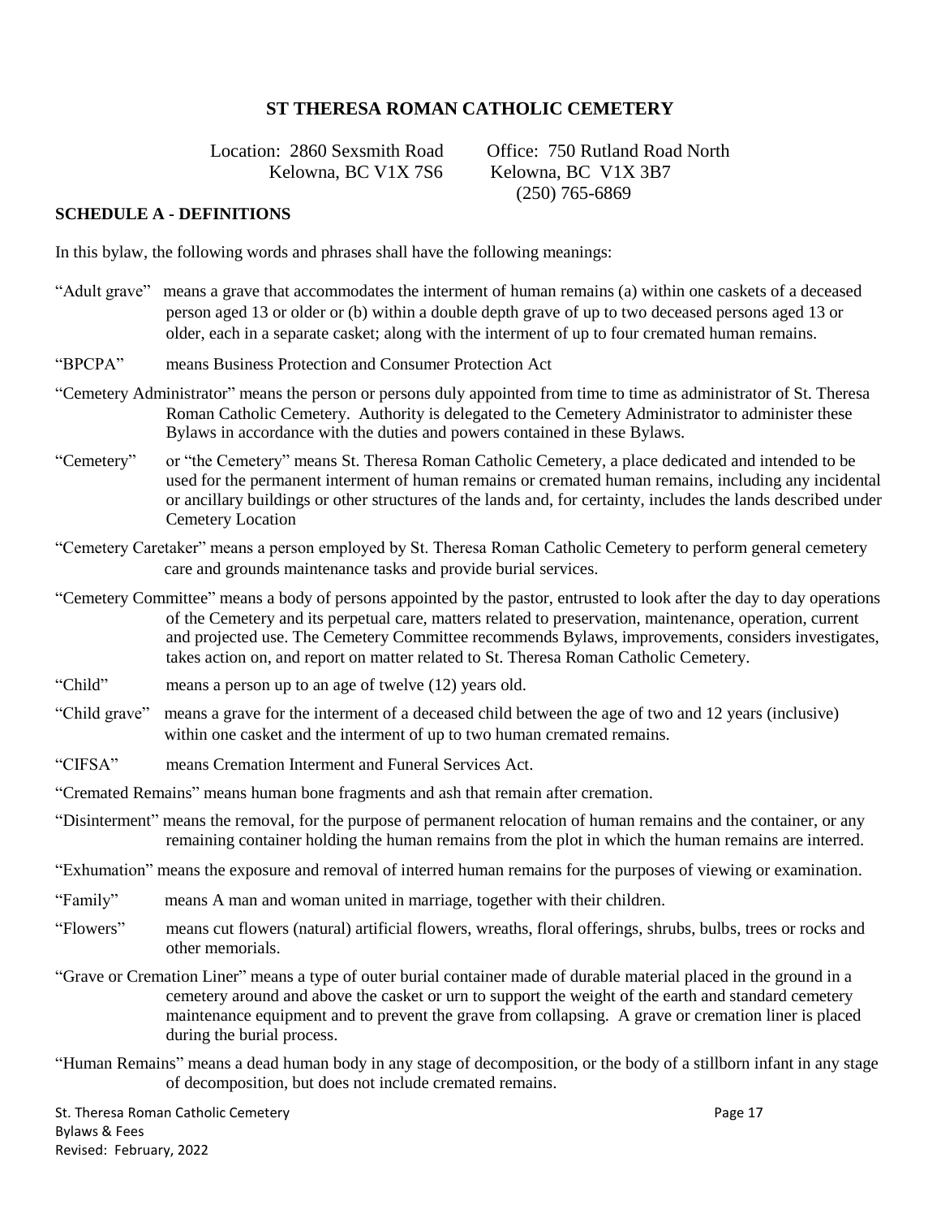## ST THERESA ROMAN CATHOLIC CEMETERY

Location: 2860 Sexsmith Road
Kelowna, BC V1X 7S6

Office: 750 Rutland Road North
Kelowna, BC V1X 3B7
(250) 765-6869

### SCHEDULE A - DEFINITIONS

In this bylaw, the following words and phrases shall have the following meanings:

"Adult grave" means a grave that accommodates the interment of human remains (a) within one caskets of a deceased person aged 13 or older or (b) within a double depth grave of up to two deceased persons aged 13 or older, each in a separate casket; along with the interment of up to four cremated human remains.

"BPCPA" means Business Protection and Consumer Protection Act

"Cemetery Administrator" means the person or persons duly appointed from time to time as administrator of St. Theresa Roman Catholic Cemetery. Authority is delegated to the Cemetery Administrator to administer these Bylaws in accordance with the duties and powers contained in these Bylaws.

"Cemetery" or "the Cemetery" means St. Theresa Roman Catholic Cemetery, a place dedicated and intended to be used for the permanent interment of human remains or cremated human remains, including any incidental or ancillary buildings or other structures of the lands and, for certainty, includes the lands described under Cemetery Location

"Cemetery Caretaker" means a person employed by St. Theresa Roman Catholic Cemetery to perform general cemetery care and grounds maintenance tasks and provide burial services.

"Cemetery Committee" means a body of persons appointed by the pastor, entrusted to look after the day to day operations of the Cemetery and its perpetual care, matters related to preservation, maintenance, operation, current and projected use. The Cemetery Committee recommends Bylaws, improvements, considers investigates, takes action on, and report on matter related to St. Theresa Roman Catholic Cemetery.

"Child" means a person up to an age of twelve (12) years old.

"Child grave" means a grave for the interment of a deceased child between the age of two and 12 years (inclusive) within one casket and the interment of up to two human cremated remains.

"CIFSA" means Cremation Interment and Funeral Services Act.

"Cremated Remains" means human bone fragments and ash that remain after cremation.

"Disinterment" means the removal, for the purpose of permanent relocation of human remains and the container, or any remaining container holding the human remains from the plot in which the human remains are interred.

"Exhumation" means the exposure and removal of interred human remains for the purposes of viewing or examination.

"Family" means A man and woman united in marriage, together with their children.

"Flowers" means cut flowers (natural) artificial flowers, wreaths, floral offerings, shrubs, bulbs, trees or rocks and other memorials.

"Grave or Cremation Liner" means a type of outer burial container made of durable material placed in the ground in a cemetery around and above the casket or urn to support the weight of the earth and standard cemetery maintenance equipment and to prevent the grave from collapsing. A grave or cremation liner is placed during the burial process.

"Human Remains" means a dead human body in any stage of decomposition, or the body of a stillborn infant in any stage of decomposition, but does not include cremated remains.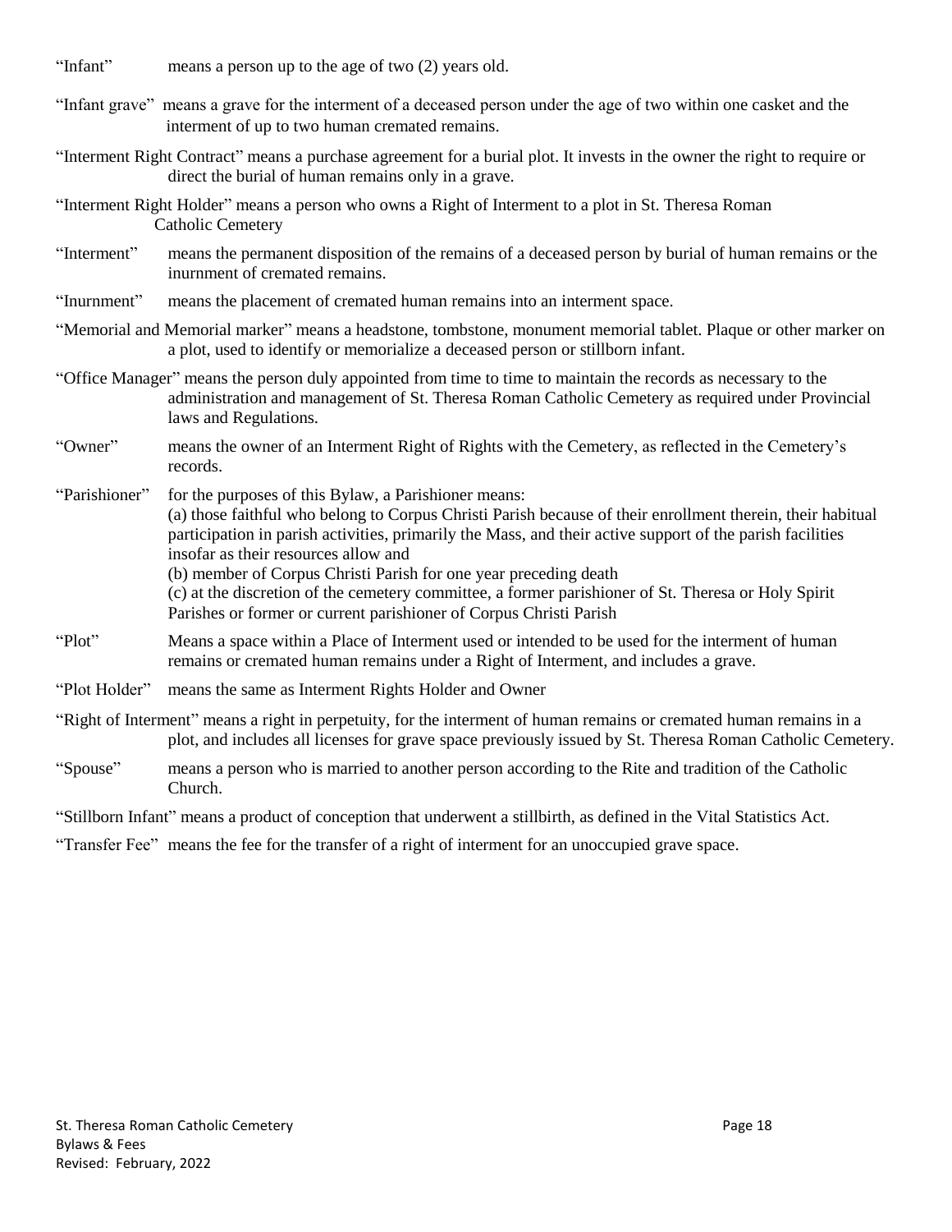"Infant" means a person up to the age of two (2) years old.

"Infant grave" means a grave for the interment of a deceased person under the age of two within one casket and the interment of up to two human cremated remains.

"Interment Right Contract" means a purchase agreement for a burial plot. It invests in the owner the right to require or direct the burial of human remains only in a grave.

"Interment Right Holder" means a person who owns a Right of Interment to a plot in St. Theresa Roman Catholic Cemetery

"Interment" means the permanent disposition of the remains of a deceased person by burial of human remains or the inurnment of cremated remains.

"Inurnment" means the placement of cremated human remains into an interment space.

"Memorial and Memorial marker" means a headstone, tombstone, monument memorial tablet. Plaque or other marker on a plot, used to identify or memorialize a deceased person or stillborn infant.

"Office Manager" means the person duly appointed from time to time to maintain the records as necessary to the administration and management of St. Theresa Roman Catholic Cemetery as required under Provincial laws and Regulations.

"Owner" means the owner of an Interment Right of Rights with the Cemetery, as reflected in the Cemetery's records.

"Parishioner" for the purposes of this Bylaw, a Parishioner means:
(a) those faithful who belong to Corpus Christi Parish because of their enrollment therein, their habitual participation in parish activities, primarily the Mass, and their active support of the parish facilities insofar as their resources allow and
(b) member of Corpus Christi Parish for one year preceding death
(c) at the discretion of the cemetery committee, a former parishioner of St. Theresa or Holy Spirit Parishes or former or current parishioner of Corpus Christi Parish

"Plot" Means a space within a Place of Interment used or intended to be used for the interment of human remains or cremated human remains under a Right of Interment, and includes a grave.

"Plot Holder" means the same as Interment Rights Holder and Owner

"Right of Interment" means a right in perpetuity, for the interment of human remains or cremated human remains in a plot, and includes all licenses for grave space previously issued by St. Theresa Roman Catholic Cemetery.

"Spouse" means a person who is married to another person according to the Rite and tradition of the Catholic Church.

"Stillborn Infant" means a product of conception that underwent a stillbirth, as defined in the Vital Statistics Act.

"Transfer Fee" means the fee for the transfer of a right of interment for an unoccupied grave space.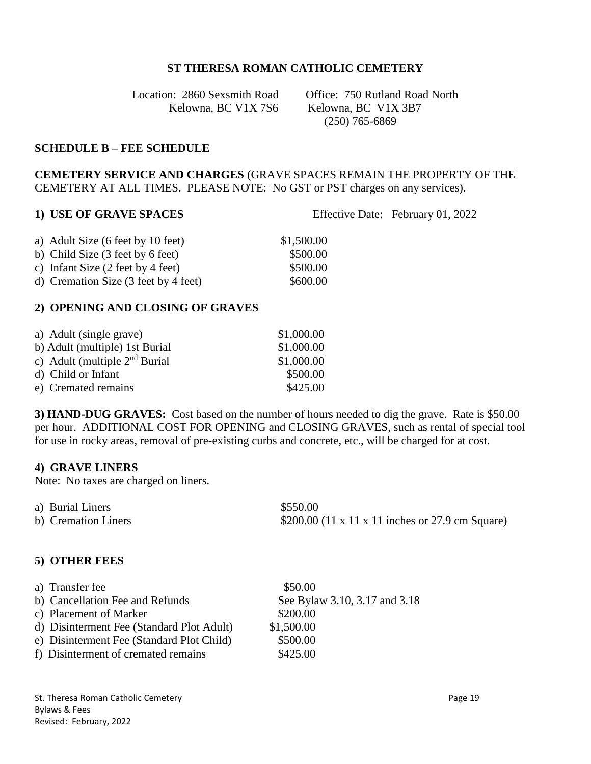**ST THERESA ROMAN CATHOLIC CEMETERY**

Location: 2860 Sexsmith Road
Kelowna, BC V1X 7S6

Office: 750 Rutland Road North
Kelowna, BC V1X 3B7
(250) 765-6869

**SCHEDULE B – FEE SCHEDULE**

**CEMETERY SERVICE AND CHARGES** (GRAVE SPACES REMAIN THE PROPERTY OF THE CEMETERY AT ALL TIMES. PLEASE NOTE: No GST or PST charges on any services).

**1) USE OF GRAVE SPACES** Effective Date: February 01, 2022

| | |
|---|---|
| a) Adult Size (6 feet by 10 feet) | $1,500.00 |
| b) Child Size (3 feet by 6 feet) | $500.00 |
| c) Infant Size (2 feet by 4 feet) | $500.00 |
| d) Cremation Size (3 feet by 4 feet) | $600.00 |

**2) OPENING AND CLOSING OF GRAVES**

| | |
|---|---|
| a) Adult (single grave) | $1,000.00 |
| b) Adult (multiple) 1st Burial | $1,000.00 |
| c) Adult (multiple 2nd Burial | $1,000.00 |
| d) Child or Infant | $500.00 |
| e) Cremated remains | $425.00 |

**3) HAND-DUG GRAVES:** Cost based on the number of hours needed to dig the grave. Rate is $50.00 per hour. ADDITIONAL COST FOR OPENING and CLOSING GRAVES, such as rental of special tool for use in rocky areas, removal of pre-existing curbs and concrete, etc., will be charged for at cost.

**4) GRAVE LINERS**

Note: No taxes are charged on liners.

| | |
|---|---|
| a) Burial Liners | $550.00 |
| b) Cremation Liners | $200.00 (11 x 11 x 11 inches or 27.9 cm Square) |

**5) OTHER FEES**

| | |
|---|---|
| a) Transfer fee | $50.00 |
| b) Cancellation Fee and Refunds | See Bylaw 3.10, 3.17 and 3.18 |
| c) Placement of Marker | $200.00 |
| d) Disinterment Fee (Standard Plot Adult) | $1,500.00 |
| e) Disinterment Fee (Standard Plot Child) | $500.00 |
| f) Disinterment of cremated remains | $425.00 |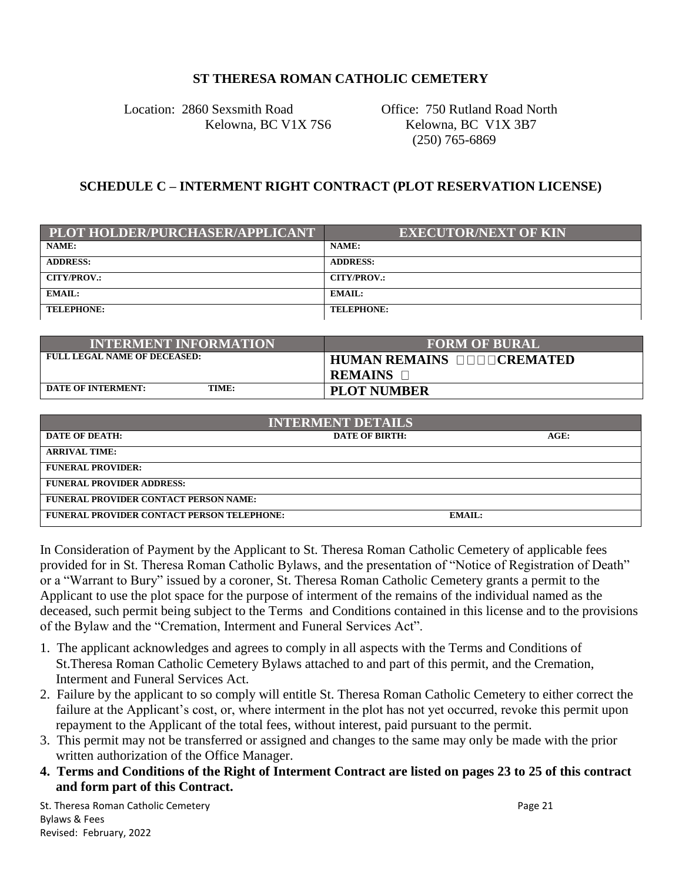**ST THERESA ROMAN CATHOLIC CEMETERY**

Location: 2860 Sexsmith Road
Kelowna, BC V1X 7S6

Office: 750 Rutland Road North
Kelowna, BC V1X 3B7
(250) 765-6869

**SCHEDULE C – INTERMENT RIGHT CONTRACT (PLOT RESERVATION LICENSE)**

| PLOT HOLDER/PURCHASER/APPLICANT | EXECUTOR/NEXT OF KIN |
|---|---|
| NAME: | NAME: |
| ADDRESS: | ADDRESS: |
| CITY/PROV.: | CITY/PROV.: |
| EMAIL: | EMAIL: |
| TELEPHONE: | TELEPHONE: |

| INTERMENT INFORMATION | | FORM OF BURAL |
|---|---|---|
| FULL LEGAL NAME OF DECEASED: | | HUMAN REMAINS ☐☐☐☐CREMATED REMAINS ☐ |
| DATE OF INTERMENT: | TIME: | PLOT NUMBER |

| INTERMENT DETAILS | | |
|---|---|---|
| DATE OF DEATH: | DATE OF BIRTH: | AGE: |
| ARRIVAL TIME: | | |
| FUNERAL PROVIDER: | | |
| FUNERAL PROVIDER ADDRESS: | | |
| FUNERAL PROVIDER CONTACT PERSON NAME: | | |
| FUNERAL PROVIDER CONTACT PERSON TELEPHONE: | EMAIL: | |

In Consideration of Payment by the Applicant to St. Theresa Roman Catholic Cemetery of applicable fees provided for in St. Theresa Roman Catholic Bylaws, and the presentation of "Notice of Registration of Death" or a "Warrant to Bury" issued by a coroner, St. Theresa Roman Catholic Cemetery grants a permit to the Applicant to use the plot space for the purpose of interment of the remains of the individual named as the deceased, such permit being subject to the Terms and Conditions contained in this license and to the provisions of the Bylaw and the "Cremation, Interment and Funeral Services Act".

1. The applicant acknowledges and agrees to comply in all aspects with the Terms and Conditions of St.Theresa Roman Catholic Cemetery Bylaws attached to and part of this permit, and the Cremation, Interment and Funeral Services Act.
2. Failure by the applicant to so comply will entitle St. Theresa Roman Catholic Cemetery to either correct the failure at the Applicant's cost, or, where interment in the plot has not yet occurred, revoke this permit upon repayment to the Applicant of the total fees, without interest, paid pursuant to the permit.
3. This permit may not be transferred or assigned and changes to the same may only be made with the prior written authorization of the Office Manager.
4. **Terms and Conditions of the Right of Interment Contract are listed on pages 23 to 25 of this contract and form part of this Contract.**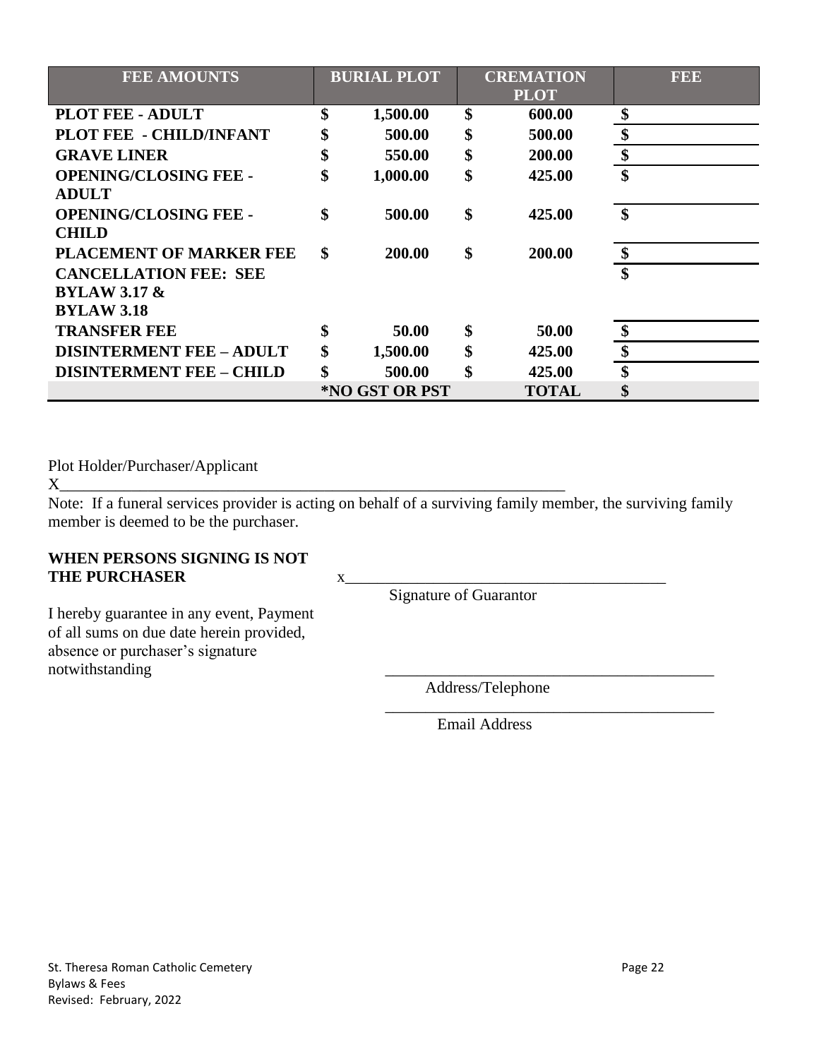| FEE AMOUNTS | BURIAL PLOT | CREMATION PLOT | FEE |
|---|---|---|---|
| **PLOT FEE - ADULT** | **$ 1,500.00** | **$ 600.00** | **$** |
| **PLOT FEE - CHILD/INFANT** | **$ 500.00** | **$ 500.00** | **$** |
| **GRAVE LINER** | **$ 550.00** | **$ 200.00** | **$** |
| **OPENING/CLOSING FEE - ADULT** | **$ 1,000.00** | **$ 425.00** | **$** |
| **OPENING/CLOSING FEE - CHILD** | **$ 500.00** | **$ 425.00** | **$** |
| **PLACEMENT OF MARKER FEE** | **$ 200.00** | **$ 200.00** | **$** |
| **CANCELLATION FEE: SEE BYLAW 3.17 & BYLAW 3.18** | | | **$** |
| **TRANSFER FEE** | **$ 50.00** | **$ 50.00** | **$** |
| **DISINTERMENT FEE – ADULT** | **$ 1,500.00** | **$ 425.00** | **$** |
| **DISINTERMENT FEE – CHILD** | **$ 500.00** | **$ 425.00** | **$** |
| | **\*NO GST OR PST** | **TOTAL** | **$** |

Plot Holder/Purchaser/Applicant

X_________________________________________________________________

Note: If a funeral services provider is acting on behalf of a surviving family member, the surviving family member is deemed to be the purchaser.

**WHEN PERSONS SIGNING IS NOT THE PURCHASER**

x________________________________________

Signature of Guarantor

I hereby guarantee in any event, Payment of all sums on due date herein provided, absence or purchaser's signature notwithstanding

________________________________________

Address/Telephone

________________________________________

Email Address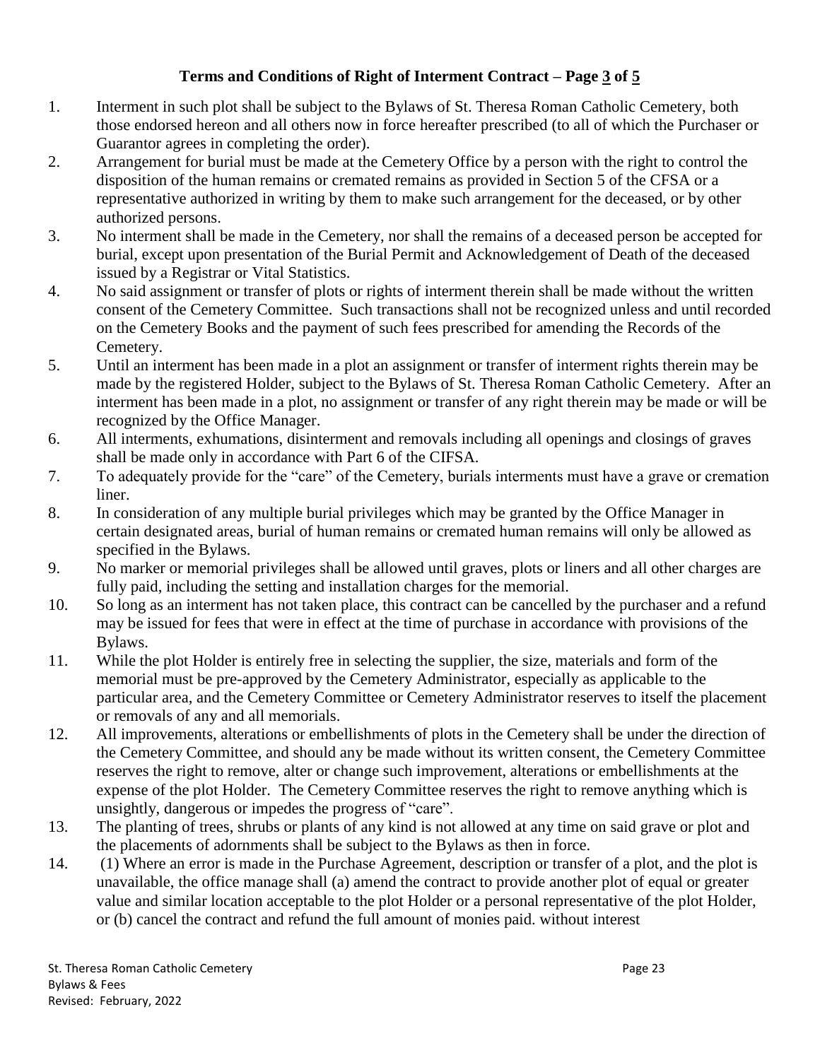**Terms and Conditions of Right of Interment Contract – Page 3 of 5**

1. Interment in such plot shall be subject to the Bylaws of St. Theresa Roman Catholic Cemetery, both those endorsed hereon and all others now in force hereafter prescribed (to all of which the Purchaser or Guarantor agrees in completing the order).
2. Arrangement for burial must be made at the Cemetery Office by a person with the right to control the disposition of the human remains or cremated remains as provided in Section 5 of the CFSA or a representative authorized in writing by them to make such arrangement for the deceased, or by other authorized persons.
3. No interment shall be made in the Cemetery, nor shall the remains of a deceased person be accepted for burial, except upon presentation of the Burial Permit and Acknowledgement of Death of the deceased issued by a Registrar or Vital Statistics.
4. No said assignment or transfer of plots or rights of interment therein shall be made without the written consent of the Cemetery Committee. Such transactions shall not be recognized unless and until recorded on the Cemetery Books and the payment of such fees prescribed for amending the Records of the Cemetery.
5. Until an interment has been made in a plot an assignment or transfer of interment rights therein may be made by the registered Holder, subject to the Bylaws of St. Theresa Roman Catholic Cemetery. After an interment has been made in a plot, no assignment or transfer of any right therein may be made or will be recognized by the Office Manager.
6. All interments, exhumations, disinterment and removals including all openings and closings of graves shall be made only in accordance with Part 6 of the CIFSA.
7. To adequately provide for the "care" of the Cemetery, burials interments must have a grave or cremation liner.
8. In consideration of any multiple burial privileges which may be granted by the Office Manager in certain designated areas, burial of human remains or cremated human remains will only be allowed as specified in the Bylaws.
9. No marker or memorial privileges shall be allowed until graves, plots or liners and all other charges are fully paid, including the setting and installation charges for the memorial.
10. So long as an interment has not taken place, this contract can be cancelled by the purchaser and a refund may be issued for fees that were in effect at the time of purchase in accordance with provisions of the Bylaws.
11. While the plot Holder is entirely free in selecting the supplier, the size, materials and form of the memorial must be pre-approved by the Cemetery Administrator, especially as applicable to the particular area, and the Cemetery Committee or Cemetery Administrator reserves to itself the placement or removals of any and all memorials.
12. All improvements, alterations or embellishments of plots in the Cemetery shall be under the direction of the Cemetery Committee, and should any be made without its written consent, the Cemetery Committee reserves the right to remove, alter or change such improvement, alterations or embellishments at the expense of the plot Holder. The Cemetery Committee reserves the right to remove anything which is unsightly, dangerous or impedes the progress of "care".
13. The planting of trees, shrubs or plants of any kind is not allowed at any time on said grave or plot and the placements of adornments shall be subject to the Bylaws as then in force.
14. (1) Where an error is made in the Purchase Agreement, description or transfer of a plot, and the plot is unavailable, the office manage shall (a) amend the contract to provide another plot of equal or greater value and similar location acceptable to the plot Holder or a personal representative of the plot Holder, or (b) cancel the contract and refund the full amount of monies paid. without interest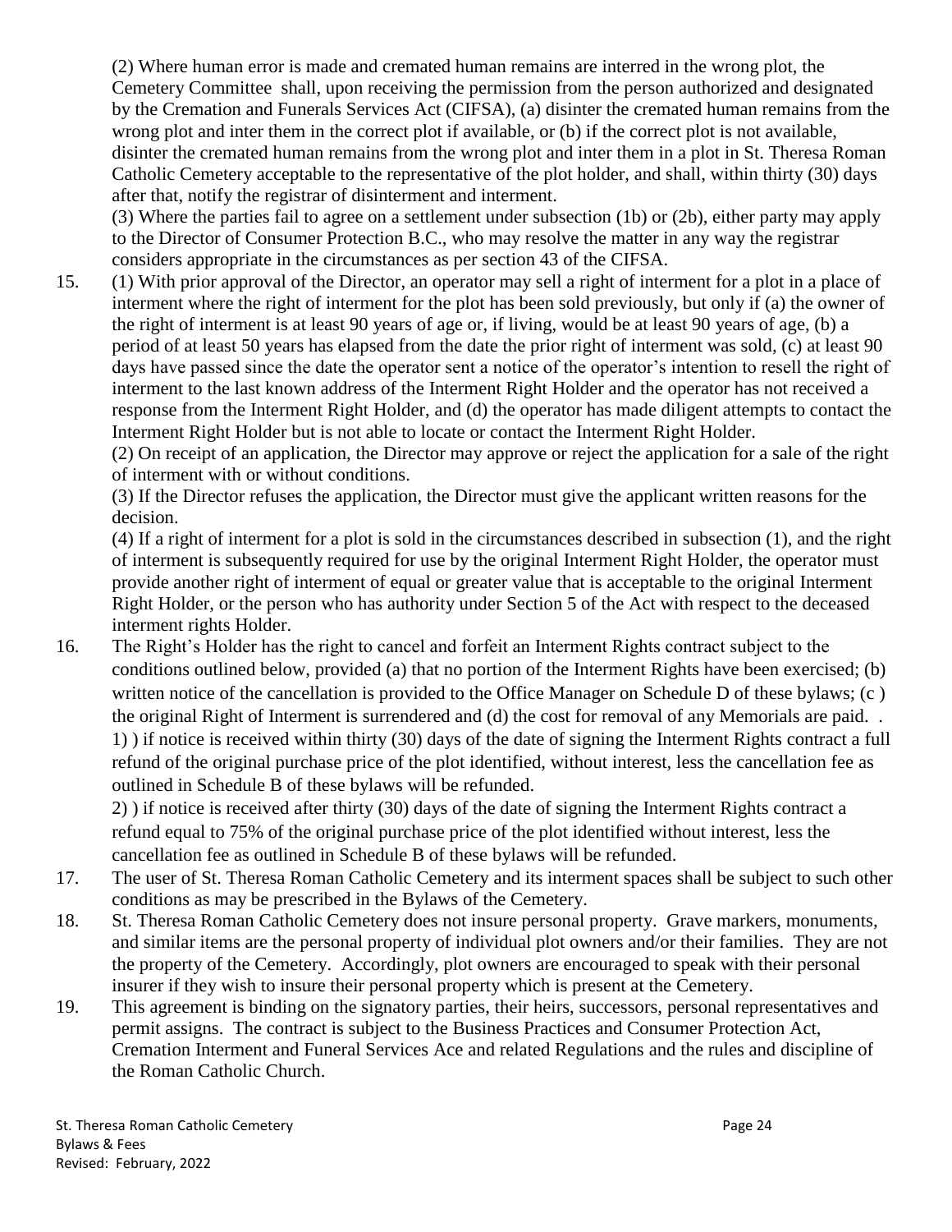(2) Where human error is made and cremated human remains are interred in the wrong plot, the Cemetery Committee shall, upon receiving the permission from the person authorized and designated by the Cremation and Funerals Services Act (CIFSA), (a) disinter the cremated human remains from the wrong plot and inter them in the correct plot if available, or (b) if the correct plot is not available, disinter the cremated human remains from the wrong plot and inter them in a plot in St. Theresa Roman Catholic Cemetery acceptable to the representative of the plot holder, and shall, within thirty (30) days after that, notify the registrar of disinterment and interment.

(3) Where the parties fail to agree on a settlement under subsection (1b) or (2b), either party may apply to the Director of Consumer Protection B.C., who may resolve the matter in any way the registrar considers appropriate in the circumstances as per section 43 of the CIFSA.

15. (1) With prior approval of the Director, an operator may sell a right of interment for a plot in a place of interment where the right of interment for the plot has been sold previously, but only if (a) the owner of the right of interment is at least 90 years of age or, if living, would be at least 90 years of age, (b) a period of at least 50 years has elapsed from the date the prior right of interment was sold, (c) at least 90 days have passed since the date the operator sent a notice of the operator's intention to resell the right of interment to the last known address of the Interment Right Holder and the operator has not received a response from the Interment Right Holder, and (d) the operator has made diligent attempts to contact the Interment Right Holder but is not able to locate or contact the Interment Right Holder.

    (2) On receipt of an application, the Director may approve or reject the application for a sale of the right of interment with or without conditions.

    (3) If the Director refuses the application, the Director must give the applicant written reasons for the decision.

    (4) If a right of interment for a plot is sold in the circumstances described in subsection (1), and the right of interment is subsequently required for use by the original Interment Right Holder, the operator must provide another right of interment of equal or greater value that is acceptable to the original Interment Right Holder, or the person who has authority under Section 5 of the Act with respect to the deceased interment rights Holder.

16. The Right's Holder has the right to cancel and forfeit an Interment Rights contract subject to the conditions outlined below, provided (a) that no portion of the Interment Rights have been exercised; (b) written notice of the cancellation is provided to the Office Manager on Schedule D of these bylaws; (c ) the original Right of Interment is surrendered and (d) the cost for removal of any Memorials are paid. .

    1) ) if notice is received within thirty (30) days of the date of signing the Interment Rights contract a full refund of the original purchase price of the plot identified, without interest, less the cancellation fee as outlined in Schedule B of these bylaws will be refunded.

    2) ) if notice is received after thirty (30) days of the date of signing the Interment Rights contract a refund equal to 75% of the original purchase price of the plot identified without interest, less the cancellation fee as outlined in Schedule B of these bylaws will be refunded.

17. The user of St. Theresa Roman Catholic Cemetery and its interment spaces shall be subject to such other conditions as may be prescribed in the Bylaws of the Cemetery.

18. St. Theresa Roman Catholic Cemetery does not insure personal property. Grave markers, monuments, and similar items are the personal property of individual plot owners and/or their families. They are not the property of the Cemetery. Accordingly, plot owners are encouraged to speak with their personal insurer if they wish to insure their personal property which is present at the Cemetery.

19. This agreement is binding on the signatory parties, their heirs, successors, personal representatives and permit assigns. The contract is subject to the Business Practices and Consumer Protection Act, Cremation Interment and Funeral Services Ace and related Regulations and the rules and discipline of the Roman Catholic Church.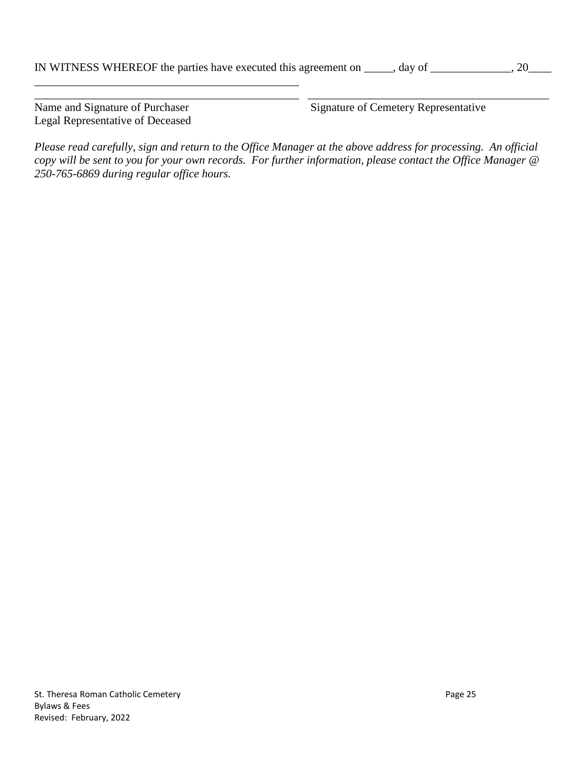IN WITNESS WHEREOF the parties have executed this agreement on _____, day of ______________, 20____

_________________________________________________

_________________________________________________ ____________________________________________

Name and Signature of Purchaser Signature of Cemetery Representative
Legal Representative of Deceased

*Please read carefully, sign and return to the Office Manager at the above address for processing. An official copy will be sent to you for your own records. For further information, please contact the Office Manager @ 250-765-6869 during regular office hours.*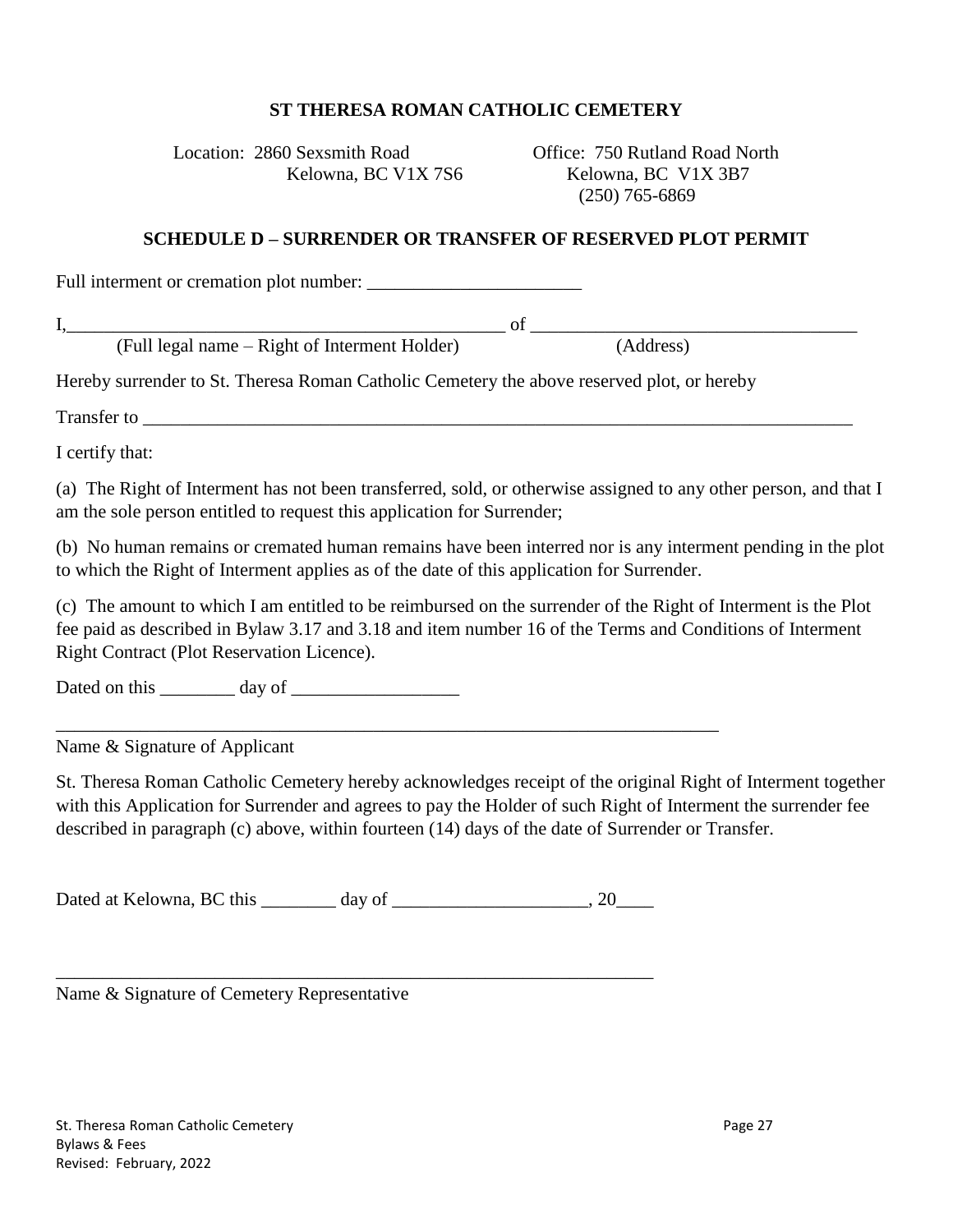# ST THERESA ROMAN CATHOLIC CEMETERY

Location: 2860 Sexsmith Road
Kelowna, BC V1X 7S6

Office: 750 Rutland Road North
Kelowna, BC V1X 3B7
(250) 765-6869

## SCHEDULE D – SURRENDER OR TRANSFER OF RESERVED PLOT PERMIT

Full interment or cremation plot number: _______________________

I,________________________________________________ of ____________________________________
(Full legal name – Right of Interment Holder) (Address)

Hereby surrender to St. Theresa Roman Catholic Cemetery the above reserved plot, or hereby

Transfer to ________________________________________________________________________________

I certify that:

(a) The Right of Interment has not been transferred, sold, or otherwise assigned to any other person, and that I am the sole person entitled to request this application for Surrender;

(b) No human remains or cremated human remains have been interred nor is any interment pending in the plot to which the Right of Interment applies as of the date of this application for Surrender.

(c) The amount to which I am entitled to be reimbursed on the surrender of the Right of Interment is the Plot fee paid as described in Bylaw 3.17 and 3.18 and item number 16 of the Terms and Conditions of Interment Right Contract (Plot Reservation Licence).

Dated on this ________ day of __________________

__________________________________________________________________________

Name & Signature of Applicant

St. Theresa Roman Catholic Cemetery hereby acknowledges receipt of the original Right of Interment together with this Application for Surrender and agrees to pay the Holder of such Right of Interment the surrender fee described in paragraph (c) above, within fourteen (14) days of the date of Surrender or Transfer.

Dated at Kelowna, BC this ________ day of _____________________, 20____

_________________________________________________________________

Name & Signature of Cemetery Representative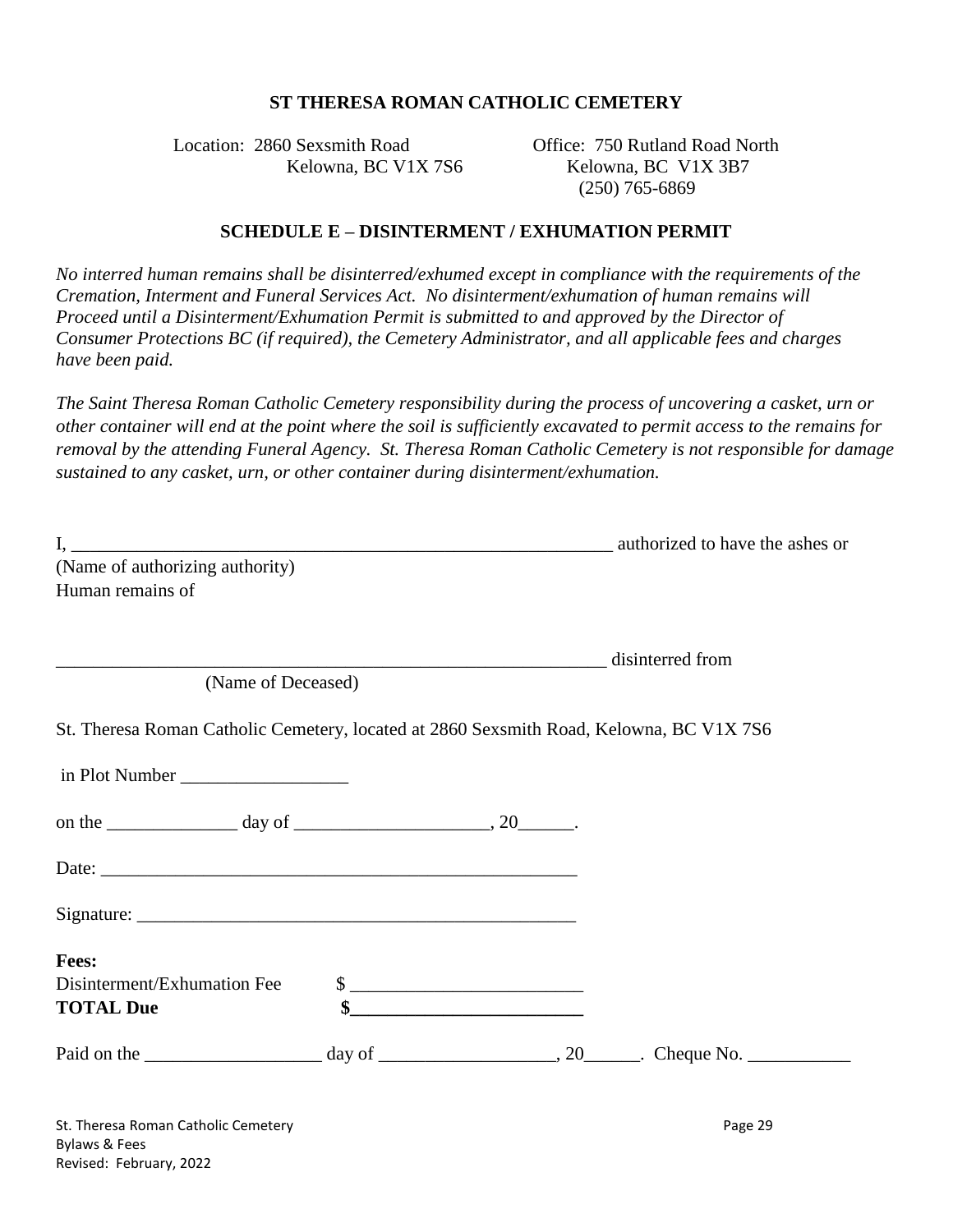# ST THERESA ROMAN CATHOLIC CEMETERY

Location: 2860 Sexsmith Road
Kelowna, BC V1X 7S6

Office: 750 Rutland Road North
Kelowna, BC V1X 3B7
(250) 765-6869

## SCHEDULE E – DISINTERMENT / EXHUMATION PERMIT

*No interred human remains shall be disinterred/exhumed except in compliance with the requirements of the Cremation, Interment and Funeral Services Act. No disinterment/exhumation of human remains will Proceed until a Disinterment/Exhumation Permit is submitted to and approved by the Director of Consumer Protections BC (if required), the Cemetery Administrator, and all applicable fees and charges have been paid.*

*The Saint Theresa Roman Catholic Cemetery responsibility during the process of uncovering a casket, urn or other container will end at the point where the soil is sufficiently excavated to permit access to the remains for removal by the attending Funeral Agency. St. Theresa Roman Catholic Cemetery is not responsible for damage sustained to any casket, urn, or other container during disinterment/exhumation.*

I, ____________________________________________________________ authorized to have the ashes or
(Name of authorizing authority)
Human remains of

____________________________________________________________ disinterred from
(Name of Deceased)

St. Theresa Roman Catholic Cemetery, located at 2860 Sexsmith Road, Kelowna, BC V1X 7S6

in Plot Number __________________

on the ______________ day of _____________________, 20______.

Date: ____________________________________________________

Signature: _________________________________________________

**Fees:**
Disinterment/Exhumation Fee $ _________________________
**TOTAL Due** **$_________________________**

Paid on the ___________________ day of ___________________, 20______. Cheque No. ___________

St. Theresa Roman Catholic Cemetery
Bylaws & Fees
Revised: February, 2022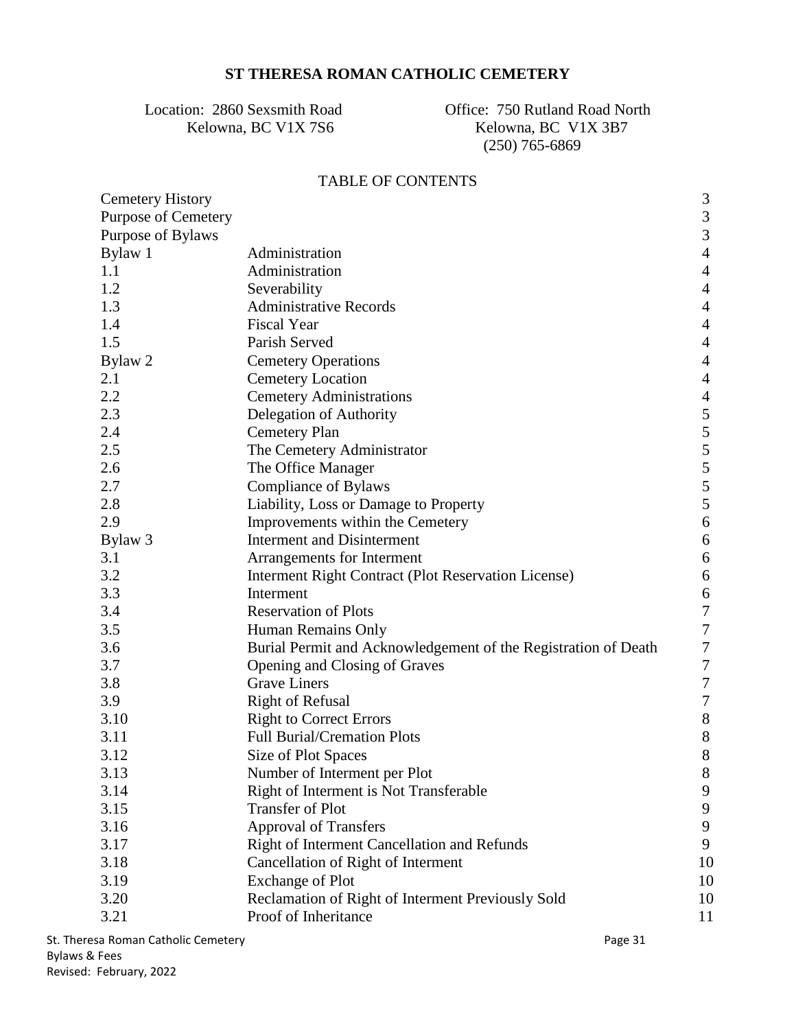# ST THERESA ROMAN CATHOLIC CEMETERY

Location: 2860 Sexsmith Road
Kelowna, BC V1X 7S6

Office: 750 Rutland Road North
Kelowna, BC V1X 3B7
(250) 765-6869

## TABLE OF CONTENTS

| | | |
|---|---|---|
| Cemetery History | | 3 |
| Purpose of Cemetery | | 3 |
| Purpose of Bylaws | | 3 |
| Bylaw 1 | Administration | 4 |
| 1.1 | Administration | 4 |
| 1.2 | Severability | 4 |
| 1.3 | Administrative Records | 4 |
| 1.4 | Fiscal Year | 4 |
| 1.5 | Parish Served | 4 |
| Bylaw 2 | Cemetery Operations | 4 |
| 2.1 | Cemetery Location | 4 |
| 2.2 | Cemetery Administrations | 4 |
| 2.3 | Delegation of Authority | 5 |
| 2.4 | Cemetery Plan | 5 |
| 2.5 | The Cemetery Administrator | 5 |
| 2.6 | The Office Manager | 5 |
| 2.7 | Compliance of Bylaws | 5 |
| 2.8 | Liability, Loss or Damage to Property | 5 |
| 2.9 | Improvements within the Cemetery | 6 |
| Bylaw 3 | Interment and Disinterment | 6 |
| 3.1 | Arrangements for Interment | 6 |
| 3.2 | Interment Right Contract (Plot Reservation License) | 6 |
| 3.3 | Interment | 6 |
| 3.4 | Reservation of Plots | 7 |
| 3.5 | Human Remains Only | 7 |
| 3.6 | Burial Permit and Acknowledgement of the Registration of Death | 7 |
| 3.7 | Opening and Closing of Graves | 7 |
| 3.8 | Grave Liners | 7 |
| 3.9 | Right of Refusal | 7 |
| 3.10 | Right to Correct Errors | 8 |
| 3.11 | Full Burial/Cremation Plots | 8 |
| 3.12 | Size of Plot Spaces | 8 |
| 3.13 | Number of Interment per Plot | 8 |
| 3.14 | Right of Interment is Not Transferable | 9 |
| 3.15 | Transfer of Plot | 9 |
| 3.16 | Approval of Transfers | 9 |
| 3.17 | Right of Interment Cancellation and Refunds | 9 |
| 3.18 | Cancellation of Right of Interment | 10 |
| 3.19 | Exchange of Plot | 10 |
| 3.20 | Reclamation of Right of Interment Previously Sold | 10 |
| 3.21 | Proof of Inheritance | 11 |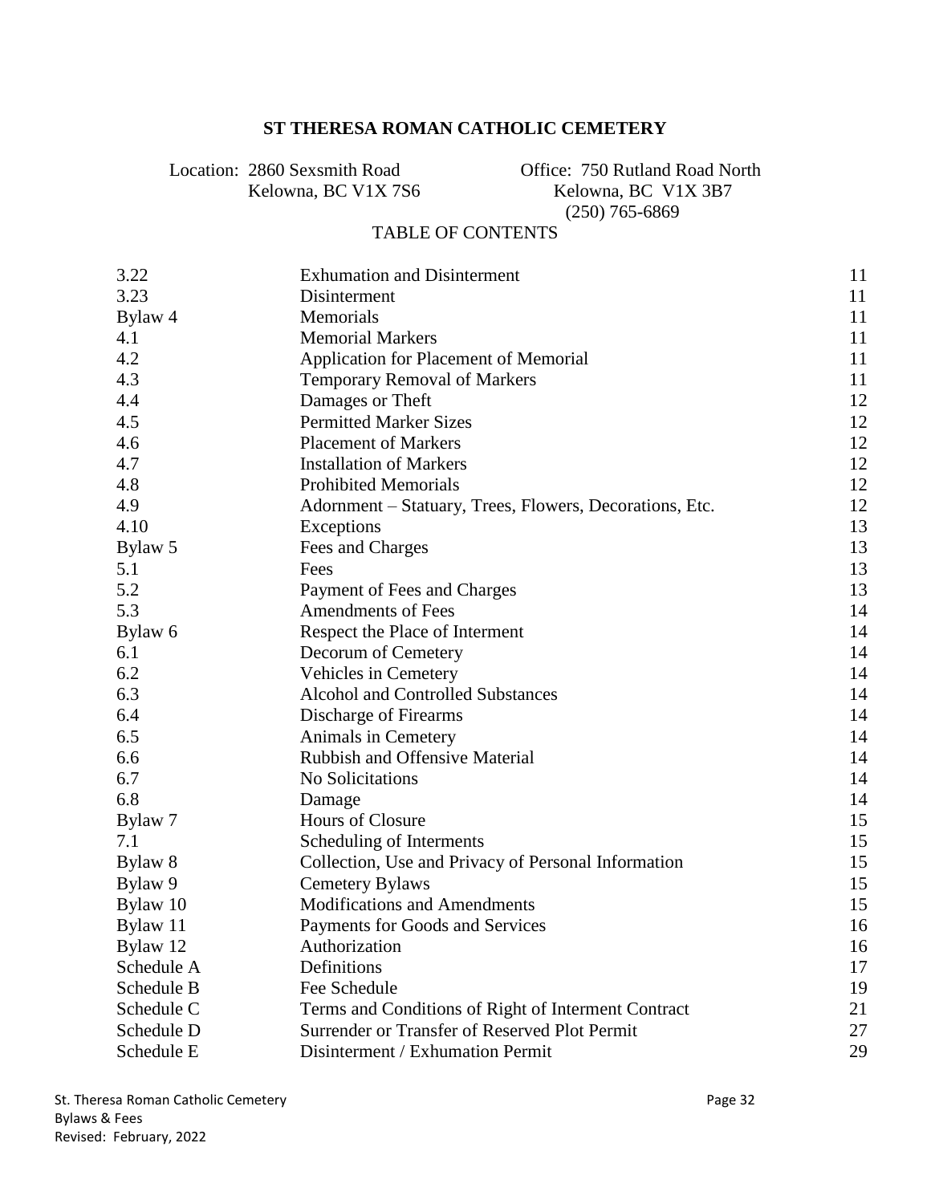## ST THERESA ROMAN CATHOLIC CEMETERY

Location: 2860 Sexsmith Road
Kelowna, BC V1X 7S6

Office: 750 Rutland Road North
Kelowna, BC V1X 3B7
(250) 765-6869

### TABLE OF CONTENTS

| | | |
|---|---|---|
| 3.22 | Exhumation and Disinterment | 11 |
| 3.23 | Disinterment | 11 |
| Bylaw 4 | Memorials | 11 |
| 4.1 | Memorial Markers | 11 |
| 4.2 | Application for Placement of Memorial | 11 |
| 4.3 | Temporary Removal of Markers | 11 |
| 4.4 | Damages or Theft | 12 |
| 4.5 | Permitted Marker Sizes | 12 |
| 4.6 | Placement of Markers | 12 |
| 4.7 | Installation of Markers | 12 |
| 4.8 | Prohibited Memorials | 12 |
| 4.9 | Adornment – Statuary, Trees, Flowers, Decorations, Etc. | 12 |
| 4.10 | Exceptions | 13 |
| Bylaw 5 | Fees and Charges | 13 |
| 5.1 | Fees | 13 |
| 5.2 | Payment of Fees and Charges | 13 |
| 5.3 | Amendments of Fees | 14 |
| Bylaw 6 | Respect the Place of Interment | 14 |
| 6.1 | Decorum of Cemetery | 14 |
| 6.2 | Vehicles in Cemetery | 14 |
| 6.3 | Alcohol and Controlled Substances | 14 |
| 6.4 | Discharge of Firearms | 14 |
| 6.5 | Animals in Cemetery | 14 |
| 6.6 | Rubbish and Offensive Material | 14 |
| 6.7 | No Solicitations | 14 |
| 6.8 | Damage | 14 |
| Bylaw 7 | Hours of Closure | 15 |
| 7.1 | Scheduling of Interments | 15 |
| Bylaw 8 | Collection, Use and Privacy of Personal Information | 15 |
| Bylaw 9 | Cemetery Bylaws | 15 |
| Bylaw 10 | Modifications and Amendments | 15 |
| Bylaw 11 | Payments for Goods and Services | 16 |
| Bylaw 12 | Authorization | 16 |
| Schedule A | Definitions | 17 |
| Schedule B | Fee Schedule | 19 |
| Schedule C | Terms and Conditions of Right of Interment Contract | 21 |
| Schedule D | Surrender or Transfer of Reserved Plot Permit | 27 |
| Schedule E | Disinterment / Exhumation Permit | 29 |